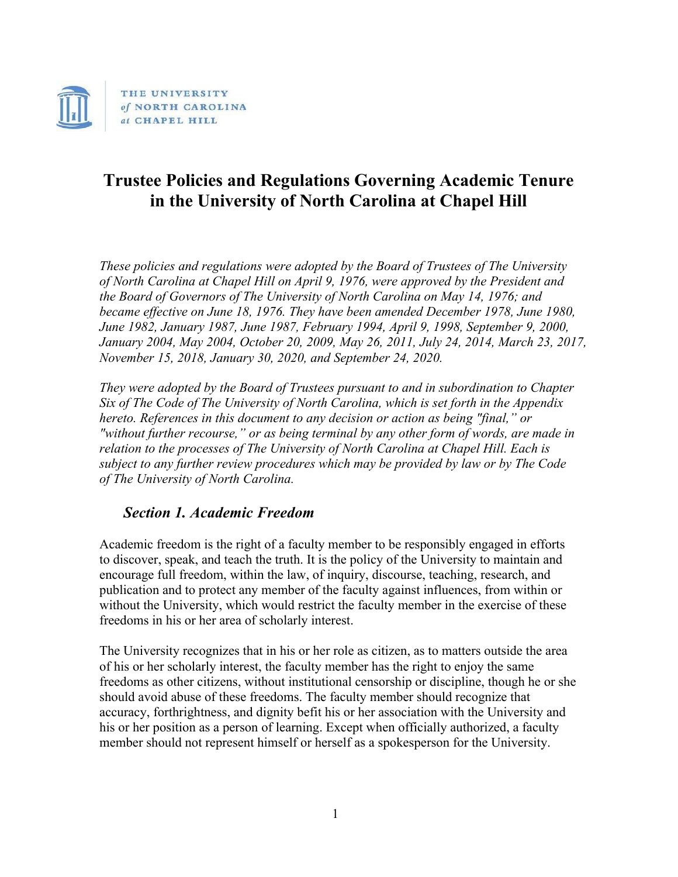THE UNIVERSITY *of* NORTH CAROLINA *at* CHAPEL HILL

# Trustee Policies and Regulations Governing Academic Tenure in the University of North Carolina at Chapel Hill

*These policies and regulations were adopted by the Board of Trustees of The University of North Carolina at Chapel Hill on April 9, 1976, were approved by the President and the Board of Governors of The University of North Carolina on May 14, 1976; and became effective on June 18, 1976. They have been amended December 1978, June 1980, June 1982, January 1987, June 1987, February 1994, April 9, 1998, September 9, 2000, January 2004, May 2004, October 20, 2009, May 26, 2011, July 24, 2014, March 23, 2017, November 15, 2018, January 30, 2020, and September 24, 2020.*

*They were adopted by the Board of Trustees pursuant to and in subordination to Chapter Six of The Code of The University of North Carolina, which is set forth in the Appendix hereto. References in this document to any decision or action as being "final," or "without further recourse," or as being terminal by any other form of words, are made in relation to the processes of The University of North Carolina at Chapel Hill. Each is subject to any further review procedures which may be provided by law or by The Code of The University of North Carolina.*

## *Section 1. Academic Freedom*

Academic freedom is the right of a faculty member to be responsibly engaged in efforts to discover, speak, and teach the truth. It is the policy of the University to maintain and encourage full freedom, within the law, of inquiry, discourse, teaching, research, and publication and to protect any member of the faculty against influences, from within or without the University, which would restrict the faculty member in the exercise of these freedoms in his or her area of scholarly interest.

The University recognizes that in his or her role as citizen, as to matters outside the area of his or her scholarly interest, the faculty member has the right to enjoy the same freedoms as other citizens, without institutional censorship or discipline, though he or she should avoid abuse of these freedoms. The faculty member should recognize that accuracy, forthrightness, and dignity befit his or her association with the University and his or her position as a person of learning. Except when officially authorized, a faculty member should not represent himself or herself as a spokesperson for the University.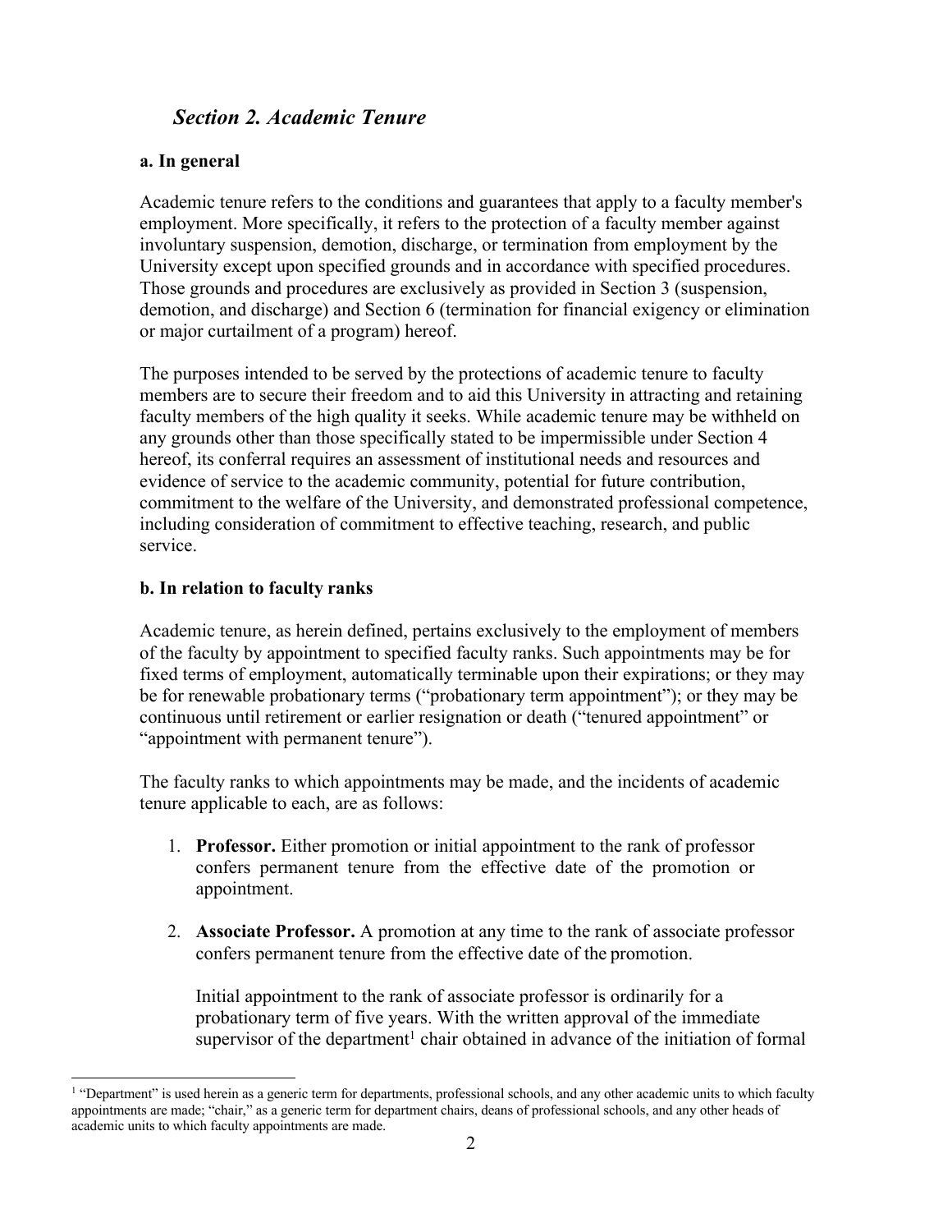## *Section 2. Academic Tenure*

### a. In general

Academic tenure refers to the conditions and guarantees that apply to a faculty member's employment. More specifically, it refers to the protection of a faculty member against involuntary suspension, demotion, discharge, or termination from employment by the University except upon specified grounds and in accordance with specified procedures. Those grounds and procedures are exclusively as provided in Section 3 (suspension, demotion, and discharge) and Section 6 (termination for financial exigency or elimination or major curtailment of a program) hereof.

The purposes intended to be served by the protections of academic tenure to faculty members are to secure their freedom and to aid this University in attracting and retaining faculty members of the high quality it seeks. While academic tenure may be withheld on any grounds other than those specifically stated to be impermissible under Section 4 hereof, its conferral requires an assessment of institutional needs and resources and evidence of service to the academic community, potential for future contribution, commitment to the welfare of the University, and demonstrated professional competence, including consideration of commitment to effective teaching, research, and public service.

### b. In relation to faculty ranks

Academic tenure, as herein defined, pertains exclusively to the employment of members of the faculty by appointment to specified faculty ranks. Such appointments may be for fixed terms of employment, automatically terminable upon their expirations; or they may be for renewable probationary terms ("probationary term appointment"); or they may be continuous until retirement or earlier resignation or death ("tenured appointment" or "appointment with permanent tenure").

The faculty ranks to which appointments may be made, and the incidents of academic tenure applicable to each, are as follows:

1. **Professor.** Either promotion or initial appointment to the rank of professor confers permanent tenure from the effective date of the promotion or appointment.

2. **Associate Professor.** A promotion at any time to the rank of associate professor confers permanent tenure from the effective date of the promotion.

   Initial appointment to the rank of associate professor is ordinarily for a probationary term of five years. With the written approval of the immediate supervisor of the department[1] chair obtained in advance of the initiation of formal

[1] "Department" is used herein as a generic term for departments, professional schools, and any other academic units to which faculty appointments are made; "chair," as a generic term for department chairs, deans of professional schools, and any other heads of academic units to which faculty appointments are made.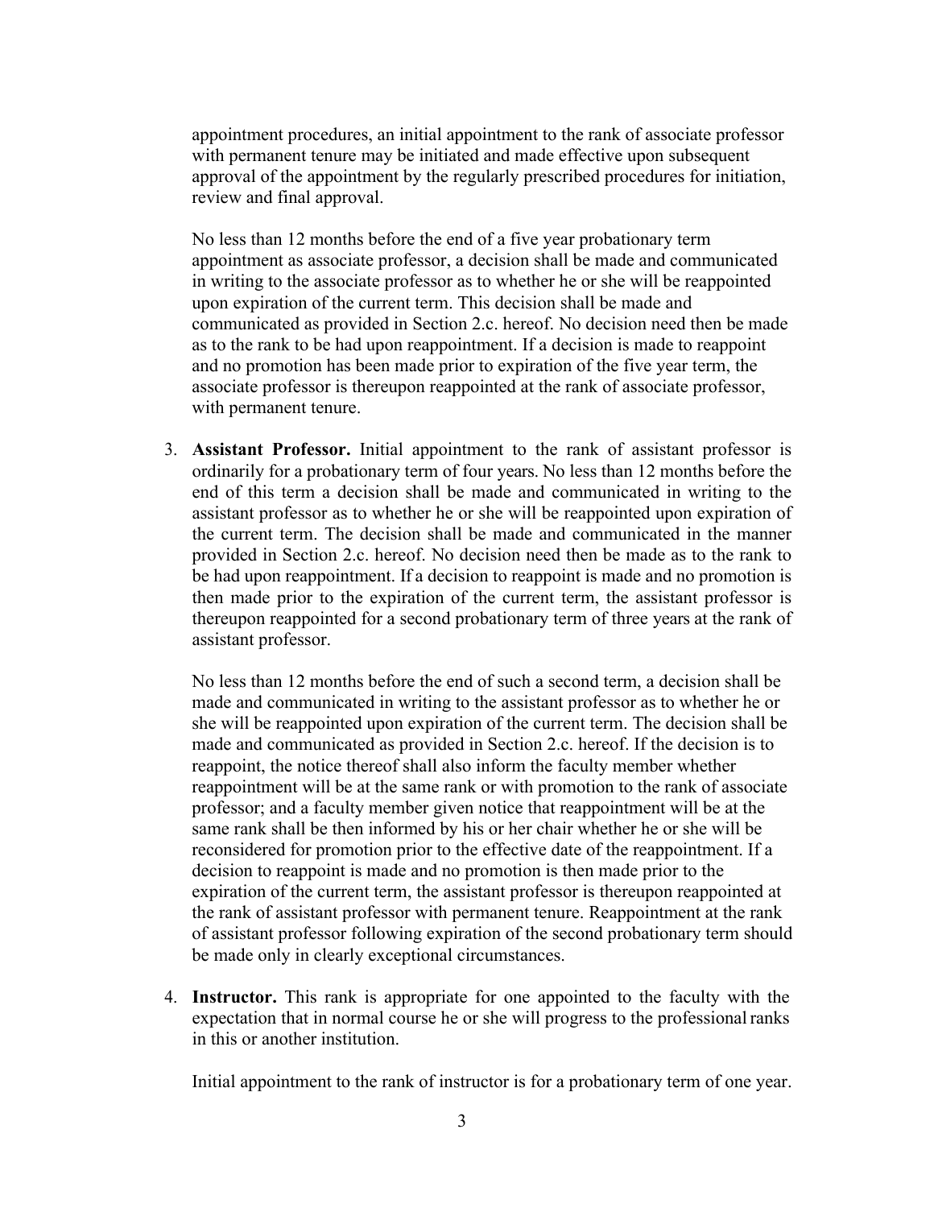appointment procedures, an initial appointment to the rank of associate professor with permanent tenure may be initiated and made effective upon subsequent approval of the appointment by the regularly prescribed procedures for initiation, review and final approval.

No less than 12 months before the end of a five year probationary term appointment as associate professor, a decision shall be made and communicated in writing to the associate professor as to whether he or she will be reappointed upon expiration of the current term. This decision shall be made and communicated as provided in Section 2.c. hereof. No decision need then be made as to the rank to be had upon reappointment. If a decision is made to reappoint and no promotion has been made prior to expiration of the five year term, the associate professor is thereupon reappointed at the rank of associate professor, with permanent tenure.

3. **Assistant Professor.** Initial appointment to the rank of assistant professor is ordinarily for a probationary term of four years. No less than 12 months before the end of this term a decision shall be made and communicated in writing to the assistant professor as to whether he or she will be reappointed upon expiration of the current term. The decision shall be made and communicated in the manner provided in Section 2.c. hereof. No decision need then be made as to the rank to be had upon reappointment. If a decision to reappoint is made and no promotion is then made prior to the expiration of the current term, the assistant professor is thereupon reappointed for a second probationary term of three years at the rank of assistant professor.

   No less than 12 months before the end of such a second term, a decision shall be made and communicated in writing to the assistant professor as to whether he or she will be reappointed upon expiration of the current term. The decision shall be made and communicated as provided in Section 2.c. hereof. If the decision is to reappoint, the notice thereof shall also inform the faculty member whether reappointment will be at the same rank or with promotion to the rank of associate professor; and a faculty member given notice that reappointment will be at the same rank shall be then informed by his or her chair whether he or she will be reconsidered for promotion prior to the effective date of the reappointment. If a decision to reappoint is made and no promotion is then made prior to the expiration of the current term, the assistant professor is thereupon reappointed at the rank of assistant professor with permanent tenure. Reappointment at the rank of assistant professor following expiration of the second probationary term should be made only in clearly exceptional circumstances.

4. **Instructor.** This rank is appropriate for one appointed to the faculty with the expectation that in normal course he or she will progress to the professional ranks in this or another institution.

   Initial appointment to the rank of instructor is for a probationary term of one year.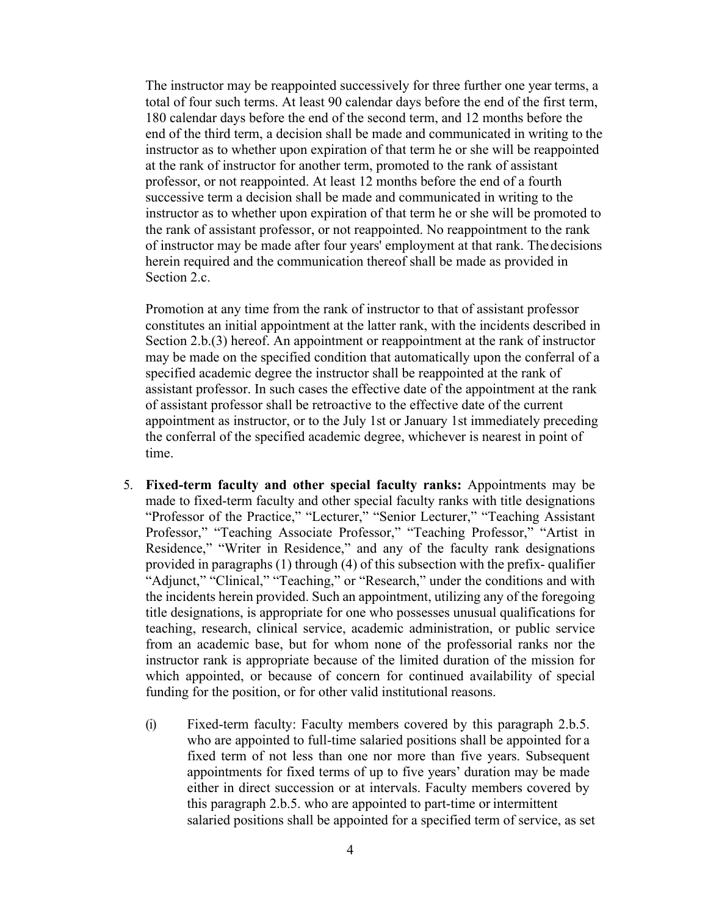The instructor may be reappointed successively for three further one year terms, a total of four such terms. At least 90 calendar days before the end of the first term, 180 calendar days before the end of the second term, and 12 months before the end of the third term, a decision shall be made and communicated in writing to the instructor as to whether upon expiration of that term he or she will be reappointed at the rank of instructor for another term, promoted to the rank of assistant professor, or not reappointed. At least 12 months before the end of a fourth successive term a decision shall be made and communicated in writing to the instructor as to whether upon expiration of that term he or she will be promoted to the rank of assistant professor, or not reappointed. No reappointment to the rank of instructor may be made after four years' employment at that rank. The decisions herein required and the communication thereof shall be made as provided in Section 2.c.

Promotion at any time from the rank of instructor to that of assistant professor constitutes an initial appointment at the latter rank, with the incidents described in Section 2.b.(3) hereof. An appointment or reappointment at the rank of instructor may be made on the specified condition that automatically upon the conferral of a specified academic degree the instructor shall be reappointed at the rank of assistant professor. In such cases the effective date of the appointment at the rank of assistant professor shall be retroactive to the effective date of the current appointment as instructor, or to the July 1st or January 1st immediately preceding the conferral of the specified academic degree, whichever is nearest in point of time.

5. **Fixed-term faculty and other special faculty ranks:** Appointments may be made to fixed-term faculty and other special faculty ranks with title designations "Professor of the Practice," "Lecturer," "Senior Lecturer," "Teaching Assistant Professor," "Teaching Associate Professor," "Teaching Professor," "Artist in Residence," "Writer in Residence," and any of the faculty rank designations provided in paragraphs (1) through (4) of this subsection with the prefix- qualifier "Adjunct," "Clinical," "Teaching," or "Research," under the conditions and with the incidents herein provided. Such an appointment, utilizing any of the foregoing title designations, is appropriate for one who possesses unusual qualifications for teaching, research, clinical service, academic administration, or public service from an academic base, but for whom none of the professorial ranks nor the instructor rank is appropriate because of the limited duration of the mission for which appointed, or because of concern for continued availability of special funding for the position, or for other valid institutional reasons.

   (i) Fixed-term faculty: Faculty members covered by this paragraph 2.b.5. who are appointed to full-time salaried positions shall be appointed for a fixed term of not less than one nor more than five years. Subsequent appointments for fixed terms of up to five years' duration may be made either in direct succession or at intervals. Faculty members covered by this paragraph 2.b.5. who are appointed to part-time or intermittent salaried positions shall be appointed for a specified term of service, as set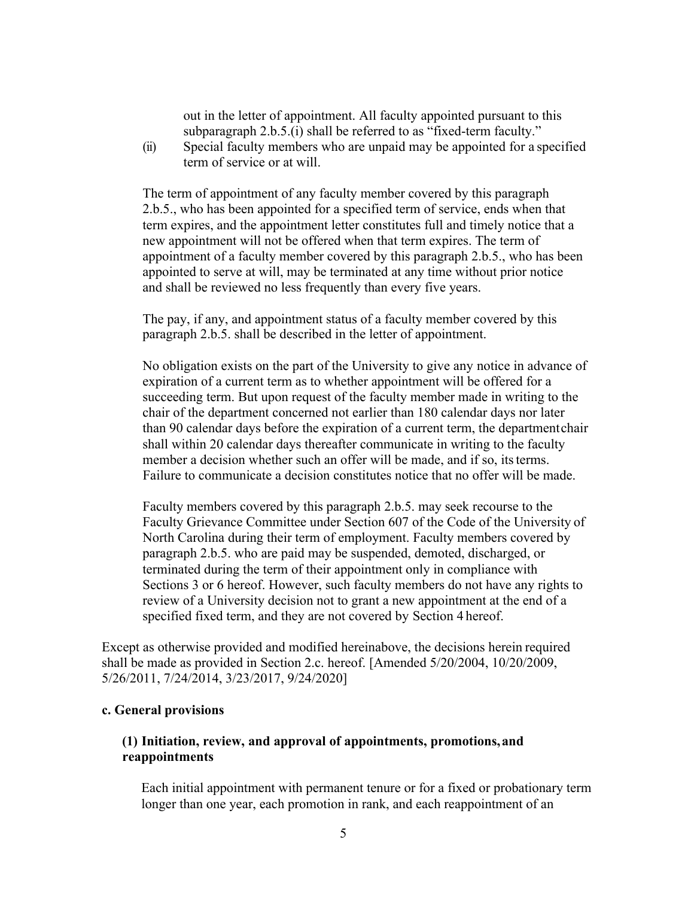out in the letter of appointment. All faculty appointed pursuant to this subparagraph 2.b.5.(i) shall be referred to as "fixed-term faculty."

(ii) Special faculty members who are unpaid may be appointed for a specified term of service or at will.

The term of appointment of any faculty member covered by this paragraph 2.b.5., who has been appointed for a specified term of service, ends when that term expires, and the appointment letter constitutes full and timely notice that a new appointment will not be offered when that term expires. The term of appointment of a faculty member covered by this paragraph 2.b.5., who has been appointed to serve at will, may be terminated at any time without prior notice and shall be reviewed no less frequently than every five years.

The pay, if any, and appointment status of a faculty member covered by this paragraph 2.b.5. shall be described in the letter of appointment.

No obligation exists on the part of the University to give any notice in advance of expiration of a current term as to whether appointment will be offered for a succeeding term. But upon request of the faculty member made in writing to the chair of the department concerned not earlier than 180 calendar days nor later than 90 calendar days before the expiration of a current term, the department chair shall within 20 calendar days thereafter communicate in writing to the faculty member a decision whether such an offer will be made, and if so, its terms. Failure to communicate a decision constitutes notice that no offer will be made.

Faculty members covered by this paragraph 2.b.5. may seek recourse to the Faculty Grievance Committee under Section 607 of the Code of the University of North Carolina during their term of employment. Faculty members covered by paragraph 2.b.5. who are paid may be suspended, demoted, discharged, or terminated during the term of their appointment only in compliance with Sections 3 or 6 hereof. However, such faculty members do not have any rights to review of a University decision not to grant a new appointment at the end of a specified fixed term, and they are not covered by Section 4 hereof.

Except as otherwise provided and modified hereinabove, the decisions herein required shall be made as provided in Section 2.c. hereof. [Amended 5/20/2004, 10/20/2009, 5/26/2011, 7/24/2014, 3/23/2017, 9/24/2020]

#### c. General provisions

##### (1) Initiation, review, and approval of appointments, promotions, and reappointments

Each initial appointment with permanent tenure or for a fixed or probationary term longer than one year, each promotion in rank, and each reappointment of an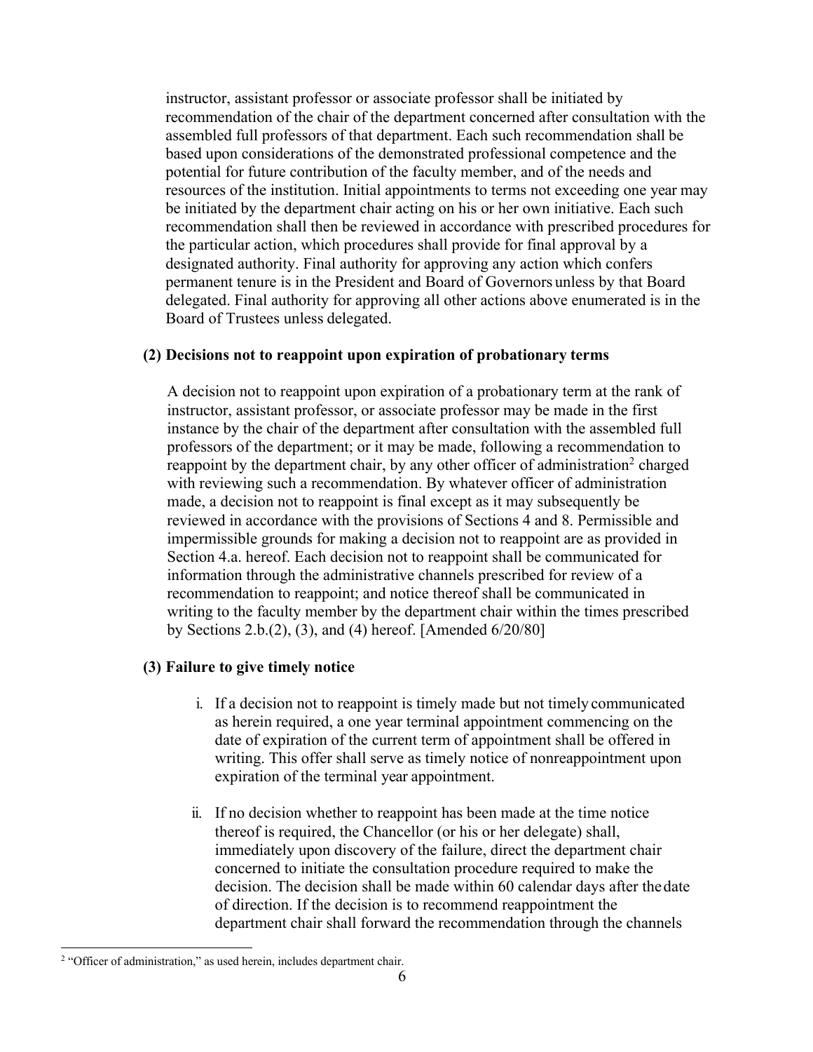instructor, assistant professor or associate professor shall be initiated by recommendation of the chair of the department concerned after consultation with the assembled full professors of that department. Each such recommendation shall be based upon considerations of the demonstrated professional competence and the potential for future contribution of the faculty member, and of the needs and resources of the institution. Initial appointments to terms not exceeding one year may be initiated by the department chair acting on his or her own initiative. Each such recommendation shall then be reviewed in accordance with prescribed procedures for the particular action, which procedures shall provide for final approval by a designated authority. Final authority for approving any action which confers permanent tenure is in the President and Board of Governors unless by that Board delegated. Final authority for approving all other actions above enumerated is in the Board of Trustees unless delegated.

**(2) Decisions not to reappoint upon expiration of probationary terms**

A decision not to reappoint upon expiration of a probationary term at the rank of instructor, assistant professor, or associate professor may be made in the first instance by the chair of the department after consultation with the assembled full professors of the department; or it may be made, following a recommendation to reappoint by the department chair, by any other officer of administration[2] charged with reviewing such a recommendation. By whatever officer of administration made, a decision not to reappoint is final except as it may subsequently be reviewed in accordance with the provisions of Sections 4 and 8. Permissible and impermissible grounds for making a decision not to reappoint are as provided in Section 4.a. hereof. Each decision not to reappoint shall be communicated for information through the administrative channels prescribed for review of a recommendation to reappoint; and notice thereof shall be communicated in writing to the faculty member by the department chair within the times prescribed by Sections 2.b.(2), (3), and (4) hereof. [Amended 6/20/80]

**(3) Failure to give timely notice**

i. If a decision not to reappoint is timely made but not timely communicated as herein required, a one year terminal appointment commencing on the date of expiration of the current term of appointment shall be offered in writing. This offer shall serve as timely notice of nonreappointment upon expiration of the terminal year appointment.

ii. If no decision whether to reappoint has been made at the time notice thereof is required, the Chancellor (or his or her delegate) shall, immediately upon discovery of the failure, direct the department chair concerned to initiate the consultation procedure required to make the decision. The decision shall be made within 60 calendar days after the date of direction. If the decision is to recommend reappointment the department chair shall forward the recommendation through the channels

[2] "Officer of administration," as used herein, includes department chair.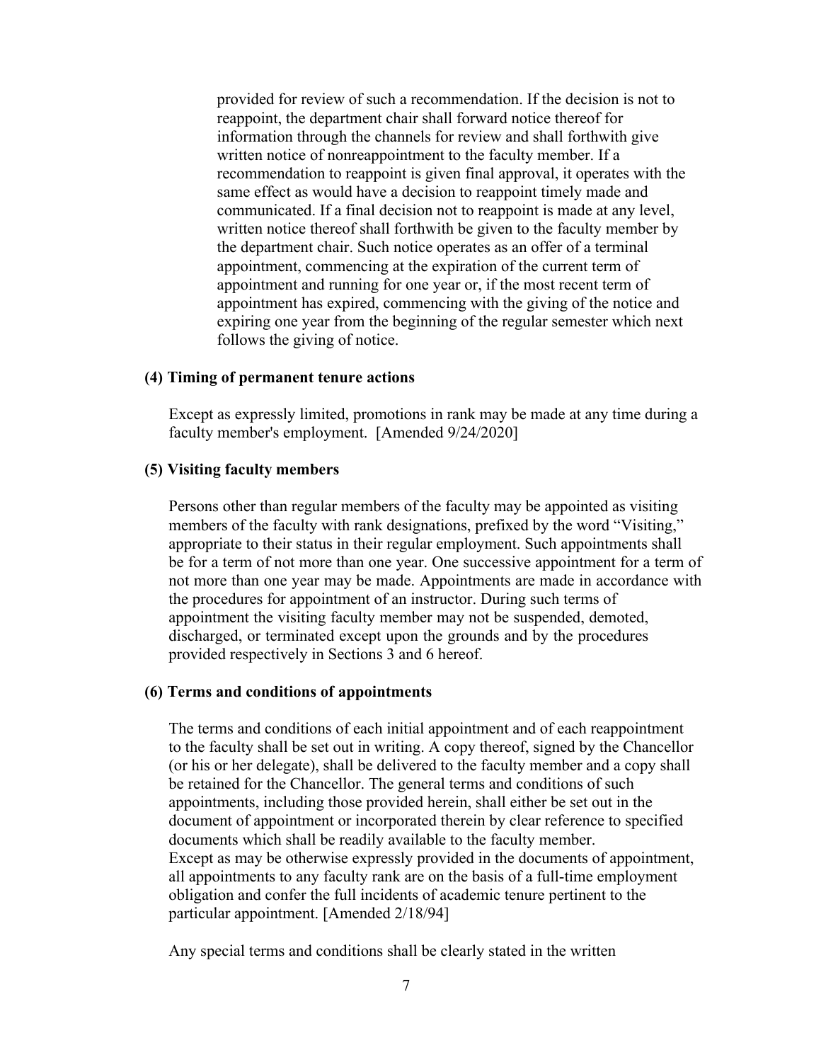provided for review of such a recommendation. If the decision is not to reappoint, the department chair shall forward notice thereof for information through the channels for review and shall forthwith give written notice of nonreappointment to the faculty member. If a recommendation to reappoint is given final approval, it operates with the same effect as would have a decision to reappoint timely made and communicated. If a final decision not to reappoint is made at any level, written notice thereof shall forthwith be given to the faculty member by the department chair. Such notice operates as an offer of a terminal appointment, commencing at the expiration of the current term of appointment and running for one year or, if the most recent term of appointment has expired, commencing with the giving of the notice and expiring one year from the beginning of the regular semester which next follows the giving of notice.

**(4) Timing of permanent tenure actions**

Except as expressly limited, promotions in rank may be made at any time during a faculty member's employment. [Amended 9/24/2020]

**(5) Visiting faculty members**

Persons other than regular members of the faculty may be appointed as visiting members of the faculty with rank designations, prefixed by the word "Visiting," appropriate to their status in their regular employment. Such appointments shall be for a term of not more than one year. One successive appointment for a term of not more than one year may be made. Appointments are made in accordance with the procedures for appointment of an instructor. During such terms of appointment the visiting faculty member may not be suspended, demoted, discharged, or terminated except upon the grounds and by the procedures provided respectively in Sections 3 and 6 hereof.

**(6) Terms and conditions of appointments**

The terms and conditions of each initial appointment and of each reappointment to the faculty shall be set out in writing. A copy thereof, signed by the Chancellor (or his or her delegate), shall be delivered to the faculty member and a copy shall be retained for the Chancellor. The general terms and conditions of such appointments, including those provided herein, shall either be set out in the document of appointment or incorporated therein by clear reference to specified documents which shall be readily available to the faculty member.
Except as may be otherwise expressly provided in the documents of appointment, all appointments to any faculty rank are on the basis of a full-time employment obligation and confer the full incidents of academic tenure pertinent to the particular appointment. [Amended 2/18/94]

Any special terms and conditions shall be clearly stated in the written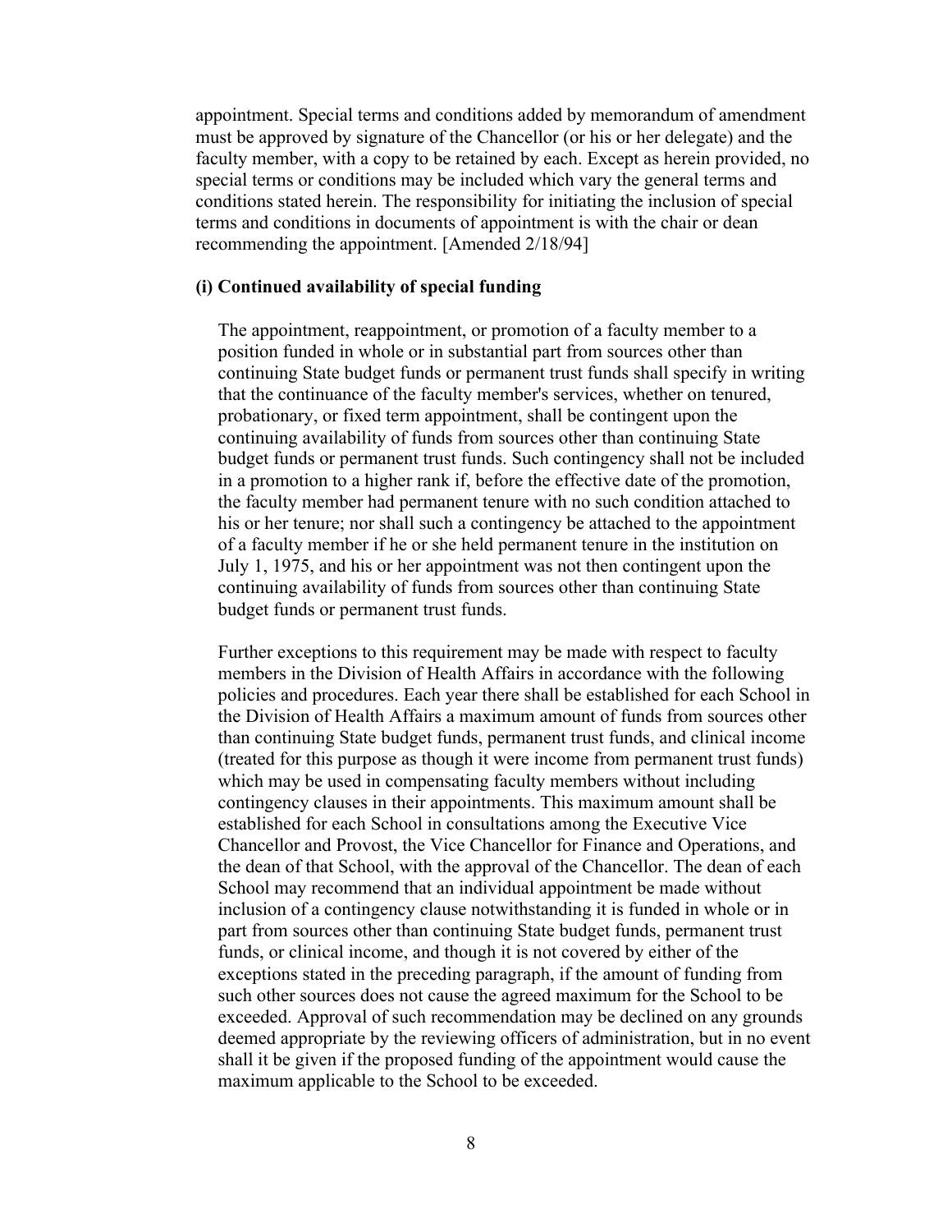appointment. Special terms and conditions added by memorandum of amendment must be approved by signature of the Chancellor (or his or her delegate) and the faculty member, with a copy to be retained by each. Except as herein provided, no special terms or conditions may be included which vary the general terms and conditions stated herein. The responsibility for initiating the inclusion of special terms and conditions in documents of appointment is with the chair or dean recommending the appointment. [Amended 2/18/94]

**(i) Continued availability of special funding**

The appointment, reappointment, or promotion of a faculty member to a position funded in whole or in substantial part from sources other than continuing State budget funds or permanent trust funds shall specify in writing that the continuance of the faculty member's services, whether on tenured, probationary, or fixed term appointment, shall be contingent upon the continuing availability of funds from sources other than continuing State budget funds or permanent trust funds. Such contingency shall not be included in a promotion to a higher rank if, before the effective date of the promotion, the faculty member had permanent tenure with no such condition attached to his or her tenure; nor shall such a contingency be attached to the appointment of a faculty member if he or she held permanent tenure in the institution on July 1, 1975, and his or her appointment was not then contingent upon the continuing availability of funds from sources other than continuing State budget funds or permanent trust funds.

Further exceptions to this requirement may be made with respect to faculty members in the Division of Health Affairs in accordance with the following policies and procedures. Each year there shall be established for each School in the Division of Health Affairs a maximum amount of funds from sources other than continuing State budget funds, permanent trust funds, and clinical income (treated for this purpose as though it were income from permanent trust funds) which may be used in compensating faculty members without including contingency clauses in their appointments. This maximum amount shall be established for each School in consultations among the Executive Vice Chancellor and Provost, the Vice Chancellor for Finance and Operations, and the dean of that School, with the approval of the Chancellor. The dean of each School may recommend that an individual appointment be made without inclusion of a contingency clause notwithstanding it is funded in whole or in part from sources other than continuing State budget funds, permanent trust funds, or clinical income, and though it is not covered by either of the exceptions stated in the preceding paragraph, if the amount of funding from such other sources does not cause the agreed maximum for the School to be exceeded. Approval of such recommendation may be declined on any grounds deemed appropriate by the reviewing officers of administration, but in no event shall it be given if the proposed funding of the appointment would cause the maximum applicable to the School to be exceeded.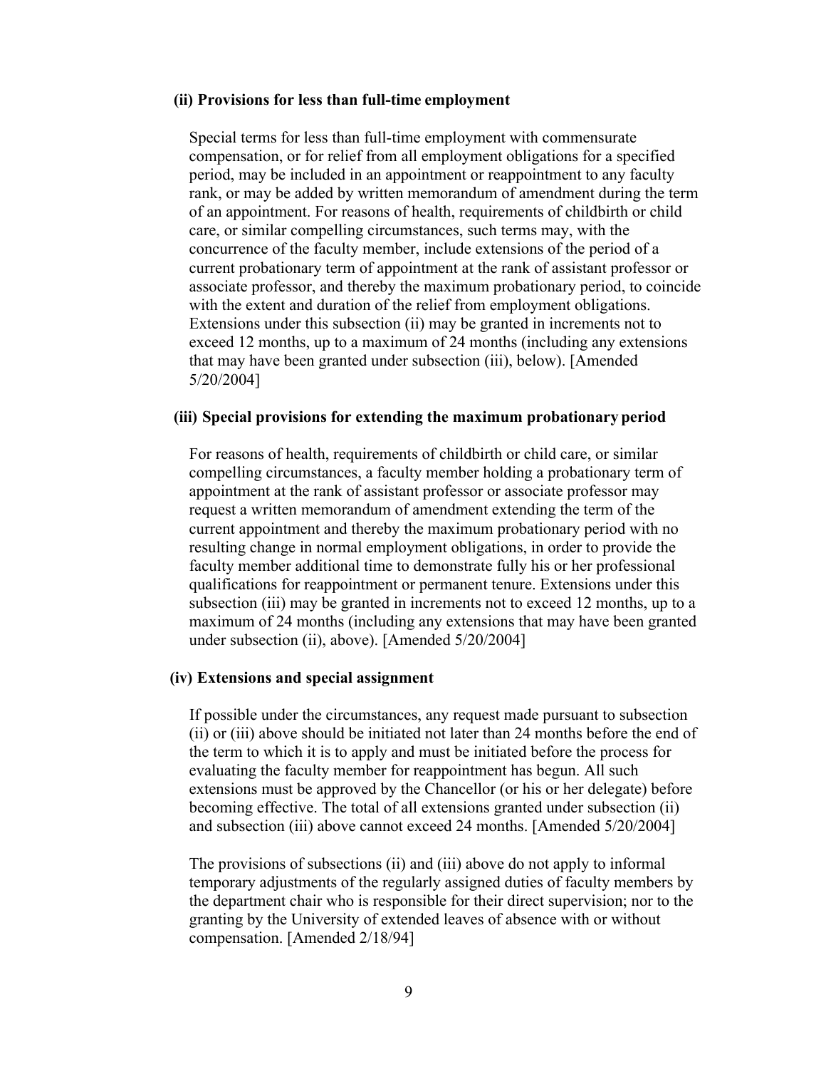**(ii) Provisions for less than full-time employment**

Special terms for less than full-time employment with commensurate compensation, or for relief from all employment obligations for a specified period, may be included in an appointment or reappointment to any faculty rank, or may be added by written memorandum of amendment during the term of an appointment. For reasons of health, requirements of childbirth or child care, or similar compelling circumstances, such terms may, with the concurrence of the faculty member, include extensions of the period of a current probationary term of appointment at the rank of assistant professor or associate professor, and thereby the maximum probationary period, to coincide with the extent and duration of the relief from employment obligations. Extensions under this subsection (ii) may be granted in increments not to exceed 12 months, up to a maximum of 24 months (including any extensions that may have been granted under subsection (iii), below). [Amended 5/20/2004]

**(iii) Special provisions for extending the maximum probationary period**

For reasons of health, requirements of childbirth or child care, or similar compelling circumstances, a faculty member holding a probationary term of appointment at the rank of assistant professor or associate professor may request a written memorandum of amendment extending the term of the current appointment and thereby the maximum probationary period with no resulting change in normal employment obligations, in order to provide the faculty member additional time to demonstrate fully his or her professional qualifications for reappointment or permanent tenure. Extensions under this subsection (iii) may be granted in increments not to exceed 12 months, up to a maximum of 24 months (including any extensions that may have been granted under subsection (ii), above). [Amended 5/20/2004]

**(iv) Extensions and special assignment**

If possible under the circumstances, any request made pursuant to subsection (ii) or (iii) above should be initiated not later than 24 months before the end of the term to which it is to apply and must be initiated before the process for evaluating the faculty member for reappointment has begun. All such extensions must be approved by the Chancellor (or his or her delegate) before becoming effective. The total of all extensions granted under subsection (ii) and subsection (iii) above cannot exceed 24 months. [Amended 5/20/2004]

The provisions of subsections (ii) and (iii) above do not apply to informal temporary adjustments of the regularly assigned duties of faculty members by the department chair who is responsible for their direct supervision; nor to the granting by the University of extended leaves of absence with or without compensation. [Amended 2/18/94]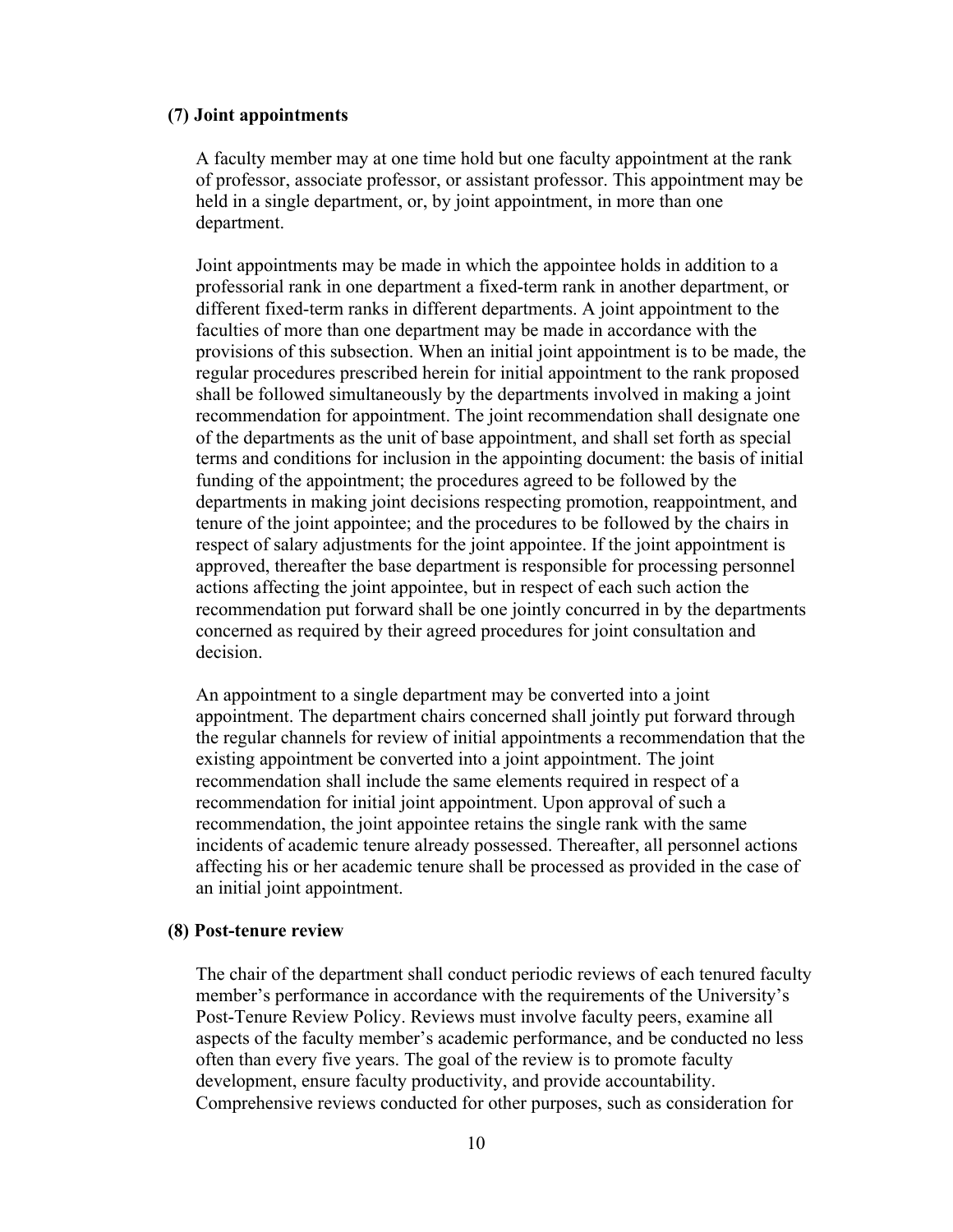### (7) Joint appointments

A faculty member may at one time hold but one faculty appointment at the rank of professor, associate professor, or assistant professor. This appointment may be held in a single department, or, by joint appointment, in more than one department.

Joint appointments may be made in which the appointee holds in addition to a professorial rank in one department a fixed-term rank in another department, or different fixed-term ranks in different departments. A joint appointment to the faculties of more than one department may be made in accordance with the provisions of this subsection. When an initial joint appointment is to be made, the regular procedures prescribed herein for initial appointment to the rank proposed shall be followed simultaneously by the departments involved in making a joint recommendation for appointment. The joint recommendation shall designate one of the departments as the unit of base appointment, and shall set forth as special terms and conditions for inclusion in the appointing document: the basis of initial funding of the appointment; the procedures agreed to be followed by the departments in making joint decisions respecting promotion, reappointment, and tenure of the joint appointee; and the procedures to be followed by the chairs in respect of salary adjustments for the joint appointee. If the joint appointment is approved, thereafter the base department is responsible for processing personnel actions affecting the joint appointee, but in respect of each such action the recommendation put forward shall be one jointly concurred in by the departments concerned as required by their agreed procedures for joint consultation and decision.

An appointment to a single department may be converted into a joint appointment. The department chairs concerned shall jointly put forward through the regular channels for review of initial appointments a recommendation that the existing appointment be converted into a joint appointment. The joint recommendation shall include the same elements required in respect of a recommendation for initial joint appointment. Upon approval of such a recommendation, the joint appointee retains the single rank with the same incidents of academic tenure already possessed. Thereafter, all personnel actions affecting his or her academic tenure shall be processed as provided in the case of an initial joint appointment.

### (8) Post-tenure review

The chair of the department shall conduct periodic reviews of each tenured faculty member's performance in accordance with the requirements of the University's Post-Tenure Review Policy. Reviews must involve faculty peers, examine all aspects of the faculty member's academic performance, and be conducted no less often than every five years. The goal of the review is to promote faculty development, ensure faculty productivity, and provide accountability. Comprehensive reviews conducted for other purposes, such as consideration for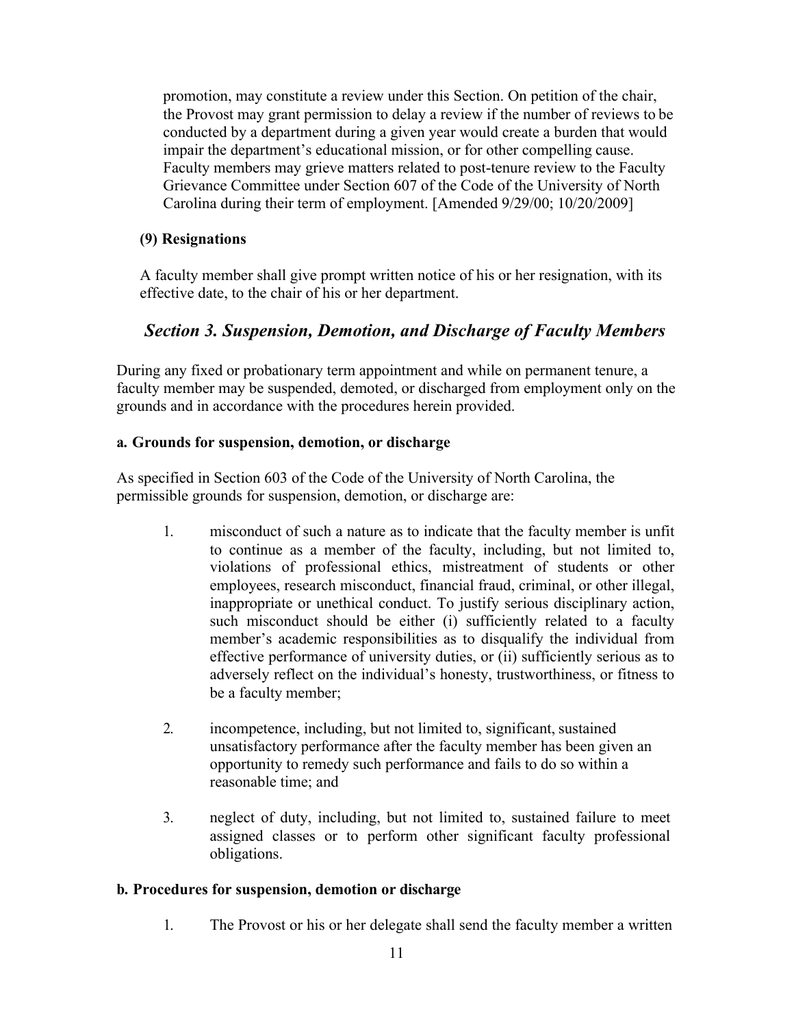promotion, may constitute a review under this Section. On petition of the chair, the Provost may grant permission to delay a review if the number of reviews to be conducted by a department during a given year would create a burden that would impair the department's educational mission, or for other compelling cause. Faculty members may grieve matters related to post-tenure review to the Faculty Grievance Committee under Section 607 of the Code of the University of North Carolina during their term of employment. [Amended 9/29/00; 10/20/2009]

**(9) Resignations**

A faculty member shall give prompt written notice of his or her resignation, with its effective date, to the chair of his or her department.

## *Section 3. Suspension, Demotion, and Discharge of Faculty Members*

During any fixed or probationary term appointment and while on permanent tenure, a faculty member may be suspended, demoted, or discharged from employment only on the grounds and in accordance with the procedures herein provided.

**a. Grounds for suspension, demotion, or discharge**

As specified in Section 603 of the Code of the University of North Carolina, the permissible grounds for suspension, demotion, or discharge are:

1. misconduct of such a nature as to indicate that the faculty member is unfit to continue as a member of the faculty, including, but not limited to, violations of professional ethics, mistreatment of students or other employees, research misconduct, financial fraud, criminal, or other illegal, inappropriate or unethical conduct. To justify serious disciplinary action, such misconduct should be either (i) sufficiently related to a faculty member's academic responsibilities as to disqualify the individual from effective performance of university duties, or (ii) sufficiently serious as to adversely reflect on the individual's honesty, trustworthiness, or fitness to be a faculty member;

2. incompetence, including, but not limited to, significant, sustained unsatisfactory performance after the faculty member has been given an opportunity to remedy such performance and fails to do so within a reasonable time; and

3. neglect of duty, including, but not limited to, sustained failure to meet assigned classes or to perform other significant faculty professional obligations.

**b. Procedures for suspension, demotion or discharge**

1. The Provost or his or her delegate shall send the faculty member a written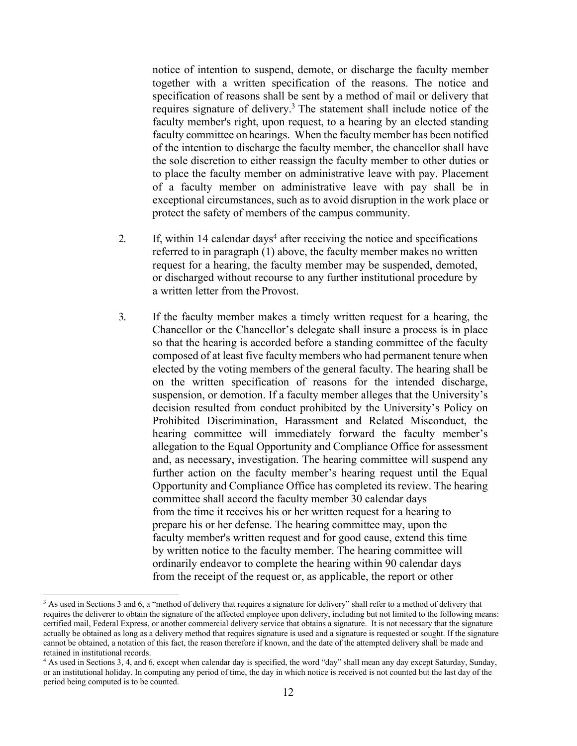notice of intention to suspend, demote, or discharge the faculty member together with a written specification of the reasons. The notice and specification of reasons shall be sent by a method of mail or delivery that requires signature of delivery.[3] The statement shall include notice of the faculty member's right, upon request, to a hearing by an elected standing faculty committee on hearings. When the faculty member has been notified of the intention to discharge the faculty member, the chancellor shall have the sole discretion to either reassign the faculty member to other duties or to place the faculty member on administrative leave with pay. Placement of a faculty member on administrative leave with pay shall be in exceptional circumstances, such as to avoid disruption in the work place or protect the safety of members of the campus community.

2. If, within 14 calendar days[4] after receiving the notice and specifications referred to in paragraph (1) above, the faculty member makes no written request for a hearing, the faculty member may be suspended, demoted, or discharged without recourse to any further institutional procedure by a written letter from the Provost.

3. If the faculty member makes a timely written request for a hearing, the Chancellor or the Chancellor's delegate shall insure a process is in place so that the hearing is accorded before a standing committee of the faculty composed of at least five faculty members who had permanent tenure when elected by the voting members of the general faculty. The hearing shall be on the written specification of reasons for the intended discharge, suspension, or demotion. If a faculty member alleges that the University's decision resulted from conduct prohibited by the University's Policy on Prohibited Discrimination, Harassment and Related Misconduct, the hearing committee will immediately forward the faculty member's allegation to the Equal Opportunity and Compliance Office for assessment and, as necessary, investigation. The hearing committee will suspend any further action on the faculty member's hearing request until the Equal Opportunity and Compliance Office has completed its review. The hearing committee shall accord the faculty member 30 calendar days from the time it receives his or her written request for a hearing to prepare his or her defense. The hearing committee may, upon the faculty member's written request and for good cause, extend this time by written notice to the faculty member. The hearing committee will ordinarily endeavor to complete the hearing within 90 calendar days from the receipt of the request or, as applicable, the report or other

---

[3] As used in Sections 3 and 6, a "method of delivery that requires a signature for delivery" shall refer to a method of delivery that requires the deliverer to obtain the signature of the affected employee upon delivery, including but not limited to the following means: certified mail, Federal Express, or another commercial delivery service that obtains a signature. It is not necessary that the signature actually be obtained as long as a delivery method that requires signature is used and a signature is requested or sought. If the signature cannot be obtained, a notation of this fact, the reason therefore if known, and the date of the attempted delivery shall be made and retained in institutional records.

[4] As used in Sections 3, 4, and 6, except when calendar day is specified, the word "day" shall mean any day except Saturday, Sunday, or an institutional holiday. In computing any period of time, the day in which notice is received is not counted but the last day of the period being computed is to be counted.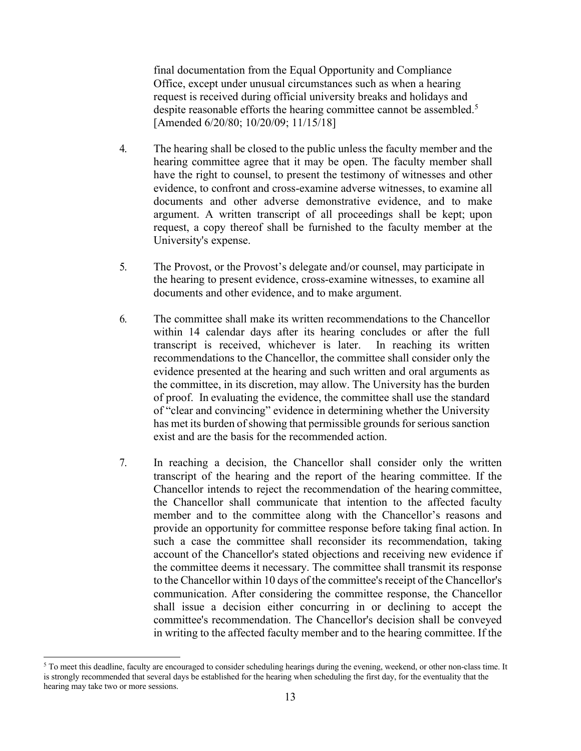final documentation from the Equal Opportunity and Compliance Office, except under unusual circumstances such as when a hearing request is received during official university breaks and holidays and despite reasonable efforts the hearing committee cannot be assembled.[5] [Amended 6/20/80; 10/20/09; 11/15/18]

4. The hearing shall be closed to the public unless the faculty member and the hearing committee agree that it may be open. The faculty member shall have the right to counsel, to present the testimony of witnesses and other evidence, to confront and cross-examine adverse witnesses, to examine all documents and other adverse demonstrative evidence, and to make argument. A written transcript of all proceedings shall be kept; upon request, a copy thereof shall be furnished to the faculty member at the University's expense.

5. The Provost, or the Provost's delegate and/or counsel, may participate in the hearing to present evidence, cross-examine witnesses, to examine all documents and other evidence, and to make argument.

6. The committee shall make its written recommendations to the Chancellor within 14 calendar days after its hearing concludes or after the full transcript is received, whichever is later. In reaching its written recommendations to the Chancellor, the committee shall consider only the evidence presented at the hearing and such written and oral arguments as the committee, in its discretion, may allow. The University has the burden of proof. In evaluating the evidence, the committee shall use the standard of "clear and convincing" evidence in determining whether the University has met its burden of showing that permissible grounds for serious sanction exist and are the basis for the recommended action.

7. In reaching a decision, the Chancellor shall consider only the written transcript of the hearing and the report of the hearing committee. If the Chancellor intends to reject the recommendation of the hearing committee, the Chancellor shall communicate that intention to the affected faculty member and to the committee along with the Chancellor's reasons and provide an opportunity for committee response before taking final action. In such a case the committee shall reconsider its recommendation, taking account of the Chancellor's stated objections and receiving new evidence if the committee deems it necessary. The committee shall transmit its response to the Chancellor within 10 days of the committee's receipt of the Chancellor's communication. After considering the committee response, the Chancellor shall issue a decision either concurring in or declining to accept the committee's recommendation. The Chancellor's decision shall be conveyed in writing to the affected faculty member and to the hearing committee. If the

---

[5] To meet this deadline, faculty are encouraged to consider scheduling hearings during the evening, weekend, or other non-class time. It is strongly recommended that several days be established for the hearing when scheduling the first day, for the eventuality that the hearing may take two or more sessions.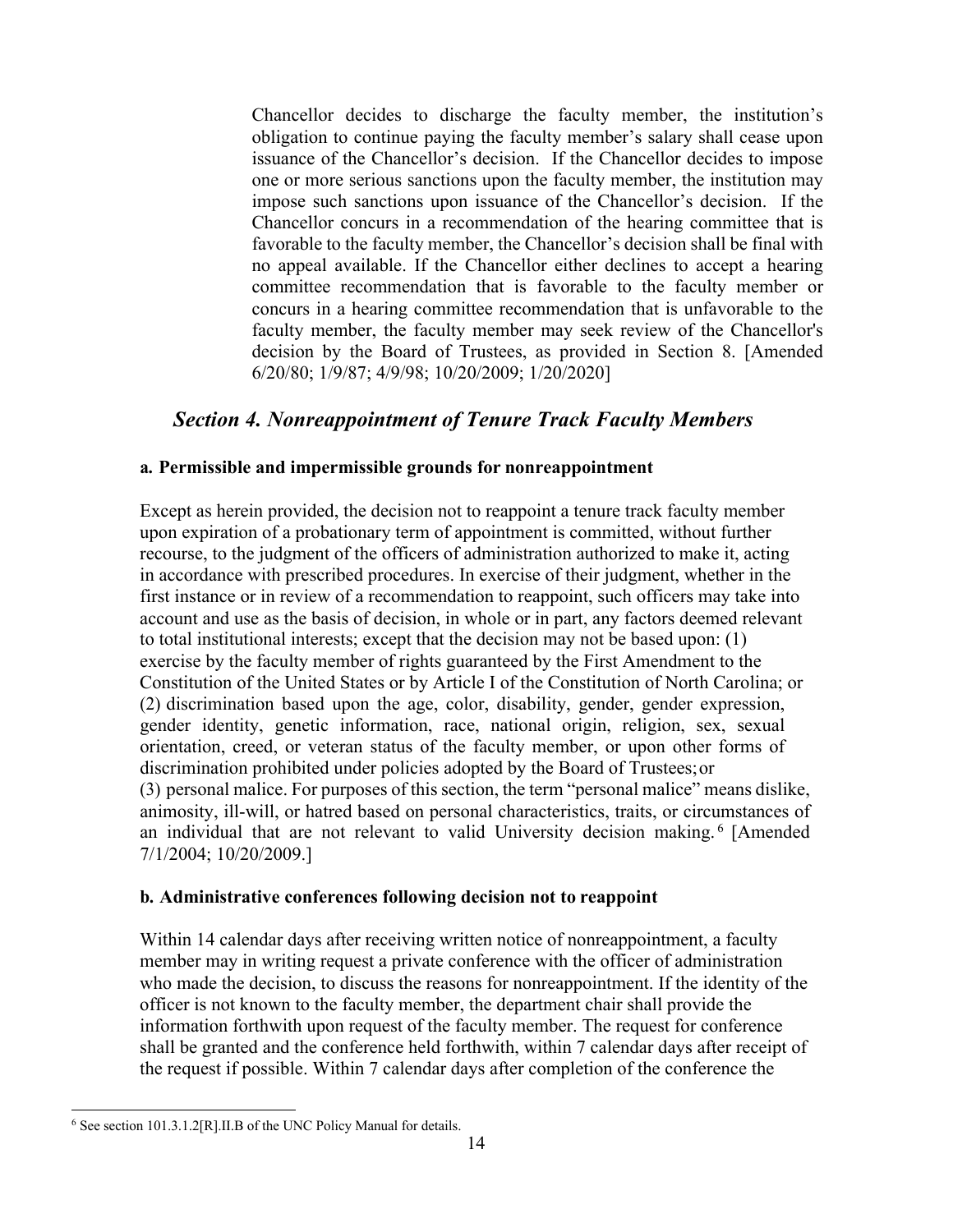Chancellor decides to discharge the faculty member, the institution's obligation to continue paying the faculty member's salary shall cease upon issuance of the Chancellor's decision. If the Chancellor decides to impose one or more serious sanctions upon the faculty member, the institution may impose such sanctions upon issuance of the Chancellor's decision. If the Chancellor concurs in a recommendation of the hearing committee that is favorable to the faculty member, the Chancellor's decision shall be final with no appeal available. If the Chancellor either declines to accept a hearing committee recommendation that is favorable to the faculty member or concurs in a hearing committee recommendation that is unfavorable to the faculty member, the faculty member may seek review of the Chancellor's decision by the Board of Trustees, as provided in Section 8. [Amended 6/20/80; 1/9/87; 4/9/98; 10/20/2009; 1/20/2020]

## *Section 4. Nonreappointment of Tenure Track Faculty Members*

### a. Permissible and impermissible grounds for nonreappointment

Except as herein provided, the decision not to reappoint a tenure track faculty member upon expiration of a probationary term of appointment is committed, without further recourse, to the judgment of the officers of administration authorized to make it, acting in accordance with prescribed procedures. In exercise of their judgment, whether in the first instance or in review of a recommendation to reappoint, such officers may take into account and use as the basis of decision, in whole or in part, any factors deemed relevant to total institutional interests; except that the decision may not be based upon: (1) exercise by the faculty member of rights guaranteed by the First Amendment to the Constitution of the United States or by Article I of the Constitution of North Carolina; or (2) discrimination based upon the age, color, disability, gender, gender expression, gender identity, genetic information, race, national origin, religion, sex, sexual orientation, creed, or veteran status of the faculty member, or upon other forms of discrimination prohibited under policies adopted by the Board of Trustees; or (3) personal malice. For purposes of this section, the term "personal malice" means dislike, animosity, ill-will, or hatred based on personal characteristics, traits, or circumstances of an individual that are not relevant to valid University decision making.[6] [Amended 7/1/2004; 10/20/2009.]

### b. Administrative conferences following decision not to reappoint

Within 14 calendar days after receiving written notice of nonreappointment, a faculty member may in writing request a private conference with the officer of administration who made the decision, to discuss the reasons for nonreappointment. If the identity of the officer is not known to the faculty member, the department chair shall provide the information forthwith upon request of the faculty member. The request for conference shall be granted and the conference held forthwith, within 7 calendar days after receipt of the request if possible. Within 7 calendar days after completion of the conference the

[6] See section 101.3.1.2[R].II.B of the UNC Policy Manual for details.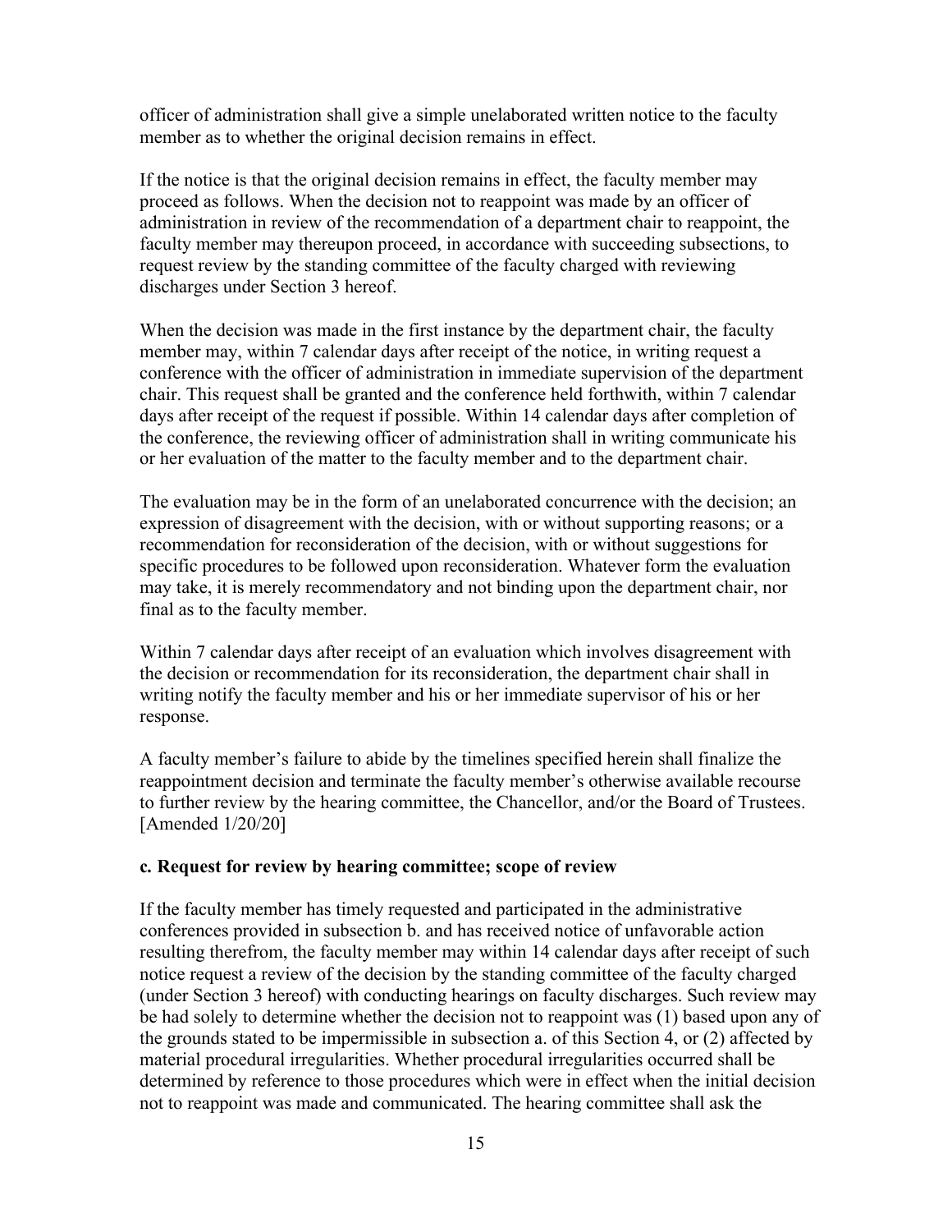officer of administration shall give a simple unelaborated written notice to the faculty member as to whether the original decision remains in effect.

If the notice is that the original decision remains in effect, the faculty member may proceed as follows. When the decision not to reappoint was made by an officer of administration in review of the recommendation of a department chair to reappoint, the faculty member may thereupon proceed, in accordance with succeeding subsections, to request review by the standing committee of the faculty charged with reviewing discharges under Section 3 hereof.

When the decision was made in the first instance by the department chair, the faculty member may, within 7 calendar days after receipt of the notice, in writing request a conference with the officer of administration in immediate supervision of the department chair. This request shall be granted and the conference held forthwith, within 7 calendar days after receipt of the request if possible. Within 14 calendar days after completion of the conference, the reviewing officer of administration shall in writing communicate his or her evaluation of the matter to the faculty member and to the department chair.

The evaluation may be in the form of an unelaborated concurrence with the decision; an expression of disagreement with the decision, with or without supporting reasons; or a recommendation for reconsideration of the decision, with or without suggestions for specific procedures to be followed upon reconsideration. Whatever form the evaluation may take, it is merely recommendatory and not binding upon the department chair, nor final as to the faculty member.

Within 7 calendar days after receipt of an evaluation which involves disagreement with the decision or recommendation for its reconsideration, the department chair shall in writing notify the faculty member and his or her immediate supervisor of his or her response.

A faculty member's failure to abide by the timelines specified herein shall finalize the reappointment decision and terminate the faculty member's otherwise available recourse to further review by the hearing committee, the Chancellor, and/or the Board of Trustees. [Amended 1/20/20]

**c. Request for review by hearing committee; scope of review**

If the faculty member has timely requested and participated in the administrative conferences provided in subsection b. and has received notice of unfavorable action resulting therefrom, the faculty member may within 14 calendar days after receipt of such notice request a review of the decision by the standing committee of the faculty charged (under Section 3 hereof) with conducting hearings on faculty discharges. Such review may be had solely to determine whether the decision not to reappoint was (1) based upon any of the grounds stated to be impermissible in subsection a. of this Section 4, or (2) affected by material procedural irregularities. Whether procedural irregularities occurred shall be determined by reference to those procedures which were in effect when the initial decision not to reappoint was made and communicated. The hearing committee shall ask the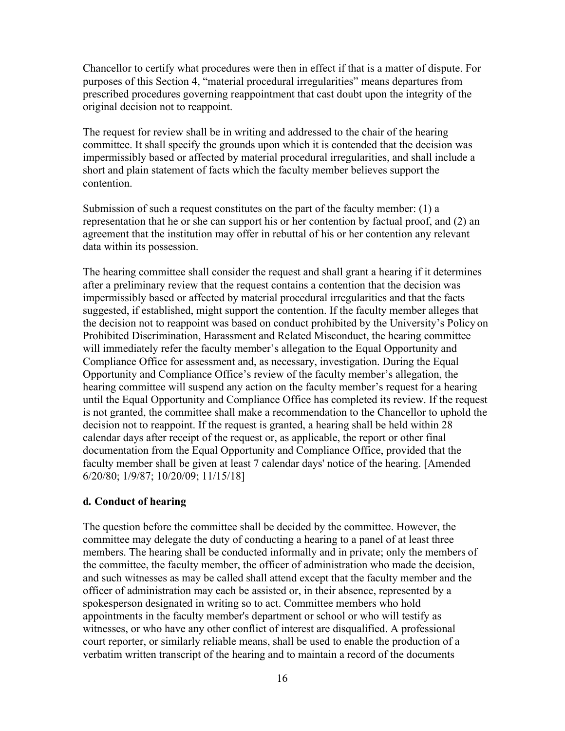Chancellor to certify what procedures were then in effect if that is a matter of dispute. For purposes of this Section 4, "material procedural irregularities" means departures from prescribed procedures governing reappointment that cast doubt upon the integrity of the original decision not to reappoint.

The request for review shall be in writing and addressed to the chair of the hearing committee. It shall specify the grounds upon which it is contended that the decision was impermissibly based or affected by material procedural irregularities, and shall include a short and plain statement of facts which the faculty member believes support the contention.

Submission of such a request constitutes on the part of the faculty member: (1) a representation that he or she can support his or her contention by factual proof, and (2) an agreement that the institution may offer in rebuttal of his or her contention any relevant data within its possession.

The hearing committee shall consider the request and shall grant a hearing if it determines after a preliminary review that the request contains a contention that the decision was impermissibly based or affected by material procedural irregularities and that the facts suggested, if established, might support the contention. If the faculty member alleges that the decision not to reappoint was based on conduct prohibited by the University's Policy on Prohibited Discrimination, Harassment and Related Misconduct, the hearing committee will immediately refer the faculty member's allegation to the Equal Opportunity and Compliance Office for assessment and, as necessary, investigation. During the Equal Opportunity and Compliance Office's review of the faculty member's allegation, the hearing committee will suspend any action on the faculty member's request for a hearing until the Equal Opportunity and Compliance Office has completed its review. If the request is not granted, the committee shall make a recommendation to the Chancellor to uphold the decision not to reappoint. If the request is granted, a hearing shall be held within 28 calendar days after receipt of the request or, as applicable, the report or other final documentation from the Equal Opportunity and Compliance Office, provided that the faculty member shall be given at least 7 calendar days' notice of the hearing. [Amended 6/20/80; 1/9/87; 10/20/09; 11/15/18]

**d. Conduct of hearing**

The question before the committee shall be decided by the committee. However, the committee may delegate the duty of conducting a hearing to a panel of at least three members. The hearing shall be conducted informally and in private; only the members of the committee, the faculty member, the officer of administration who made the decision, and such witnesses as may be called shall attend except that the faculty member and the officer of administration may each be assisted or, in their absence, represented by a spokesperson designated in writing so to act. Committee members who hold appointments in the faculty member's department or school or who will testify as witnesses, or who have any other conflict of interest are disqualified. A professional court reporter, or similarly reliable means, shall be used to enable the production of a verbatim written transcript of the hearing and to maintain a record of the documents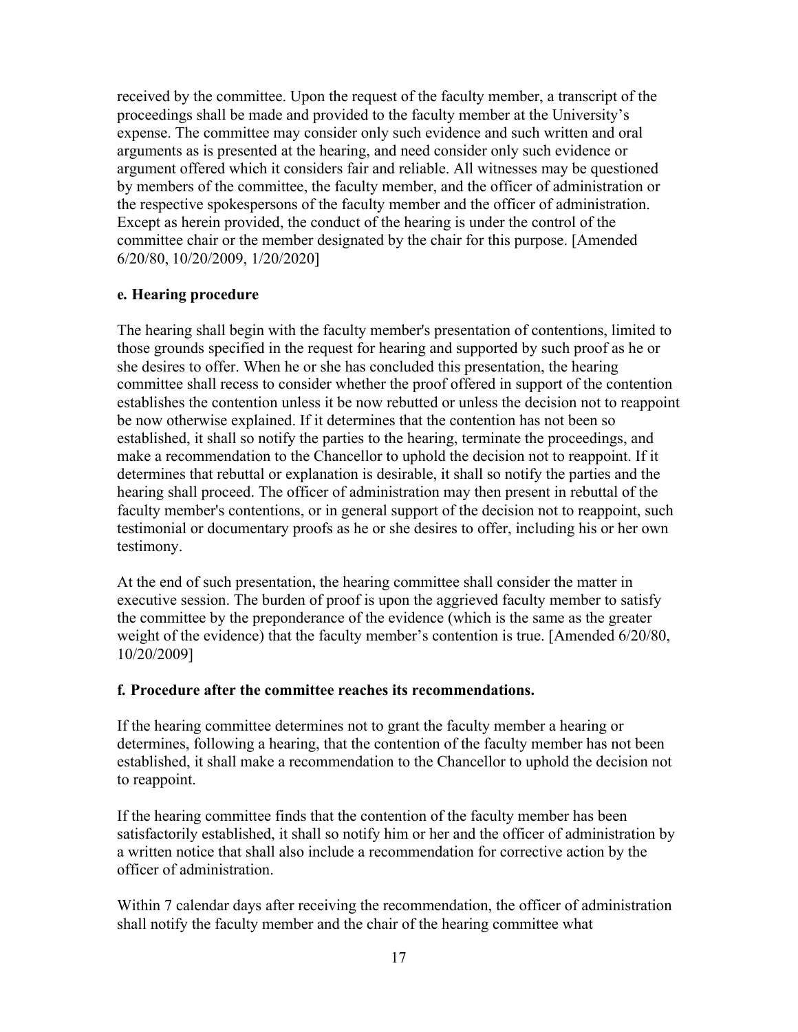received by the committee. Upon the request of the faculty member, a transcript of the proceedings shall be made and provided to the faculty member at the University's expense. The committee may consider only such evidence and such written and oral arguments as is presented at the hearing, and need consider only such evidence or argument offered which it considers fair and reliable. All witnesses may be questioned by members of the committee, the faculty member, and the officer of administration or the respective spokespersons of the faculty member and the officer of administration. Except as herein provided, the conduct of the hearing is under the control of the committee chair or the member designated by the chair for this purpose. [Amended 6/20/80, 10/20/2009, 1/20/2020]

**e. Hearing procedure**

The hearing shall begin with the faculty member's presentation of contentions, limited to those grounds specified in the request for hearing and supported by such proof as he or she desires to offer. When he or she has concluded this presentation, the hearing committee shall recess to consider whether the proof offered in support of the contention establishes the contention unless it be now rebutted or unless the decision not to reappoint be now otherwise explained. If it determines that the contention has not been so established, it shall so notify the parties to the hearing, terminate the proceedings, and make a recommendation to the Chancellor to uphold the decision not to reappoint. If it determines that rebuttal or explanation is desirable, it shall so notify the parties and the hearing shall proceed. The officer of administration may then present in rebuttal of the faculty member's contentions, or in general support of the decision not to reappoint, such testimonial or documentary proofs as he or she desires to offer, including his or her own testimony.

At the end of such presentation, the hearing committee shall consider the matter in executive session. The burden of proof is upon the aggrieved faculty member to satisfy the committee by the preponderance of the evidence (which is the same as the greater weight of the evidence) that the faculty member's contention is true. [Amended 6/20/80, 10/20/2009]

**f. Procedure after the committee reaches its recommendations.**

If the hearing committee determines not to grant the faculty member a hearing or determines, following a hearing, that the contention of the faculty member has not been established, it shall make a recommendation to the Chancellor to uphold the decision not to reappoint.

If the hearing committee finds that the contention of the faculty member has been satisfactorily established, it shall so notify him or her and the officer of administration by a written notice that shall also include a recommendation for corrective action by the officer of administration.

Within 7 calendar days after receiving the recommendation, the officer of administration shall notify the faculty member and the chair of the hearing committee what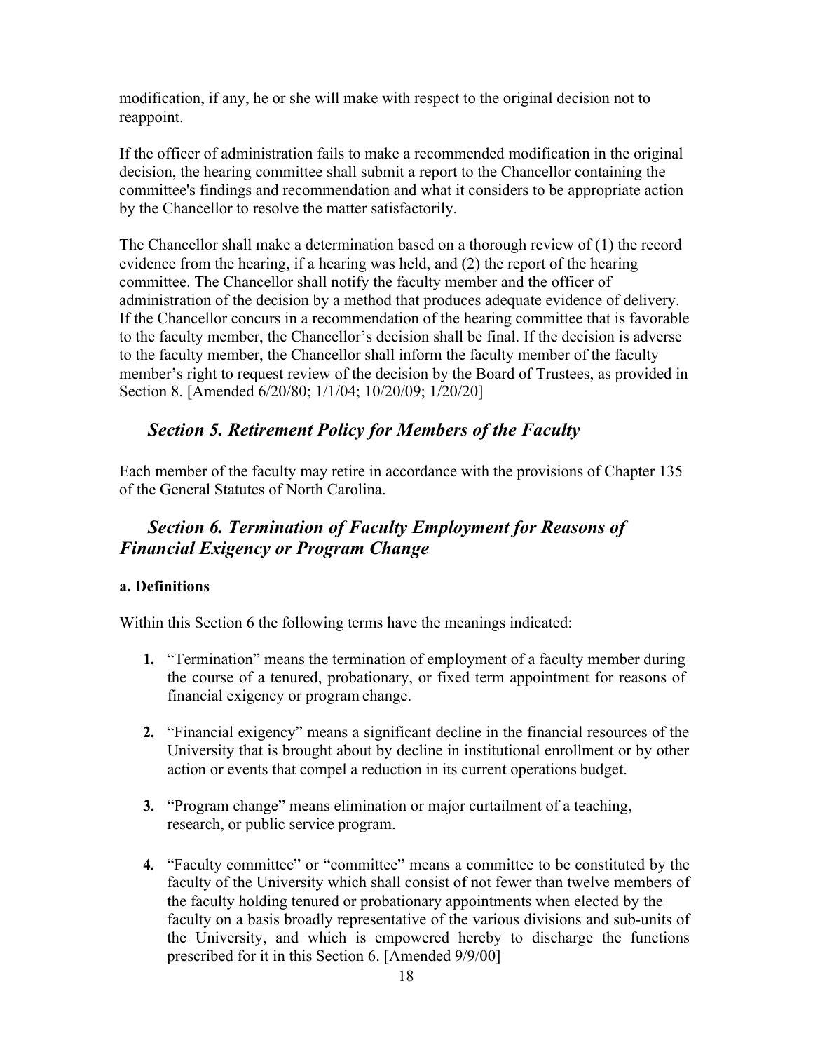modification, if any, he or she will make with respect to the original decision not to reappoint.

If the officer of administration fails to make a recommended modification in the original decision, the hearing committee shall submit a report to the Chancellor containing the committee's findings and recommendation and what it considers to be appropriate action by the Chancellor to resolve the matter satisfactorily.

The Chancellor shall make a determination based on a thorough review of (1) the record evidence from the hearing, if a hearing was held, and (2) the report of the hearing committee. The Chancellor shall notify the faculty member and the officer of administration of the decision by a method that produces adequate evidence of delivery. If the Chancellor concurs in a recommendation of the hearing committee that is favorable to the faculty member, the Chancellor's decision shall be final. If the decision is adverse to the faculty member, the Chancellor shall inform the faculty member of the faculty member's right to request review of the decision by the Board of Trustees, as provided in Section 8. [Amended 6/20/80; 1/1/04; 10/20/09; 1/20/20]

## *Section 5. Retirement Policy for Members of the Faculty*

Each member of the faculty may retire in accordance with the provisions of Chapter 135 of the General Statutes of North Carolina.

## *Section 6. Termination of Faculty Employment for Reasons of Financial Exigency or Program Change*

**a. Definitions**

Within this Section 6 the following terms have the meanings indicated:

1. "Termination" means the termination of employment of a faculty member during the course of a tenured, probationary, or fixed term appointment for reasons of financial exigency or program change.

2. "Financial exigency" means a significant decline in the financial resources of the University that is brought about by decline in institutional enrollment or by other action or events that compel a reduction in its current operations budget.

3. "Program change" means elimination or major curtailment of a teaching, research, or public service program.

4. "Faculty committee" or "committee" means a committee to be constituted by the faculty of the University which shall consist of not fewer than twelve members of the faculty holding tenured or probationary appointments when elected by the faculty on a basis broadly representative of the various divisions and sub-units of the University, and which is empowered hereby to discharge the functions prescribed for it in this Section 6. [Amended 9/9/00]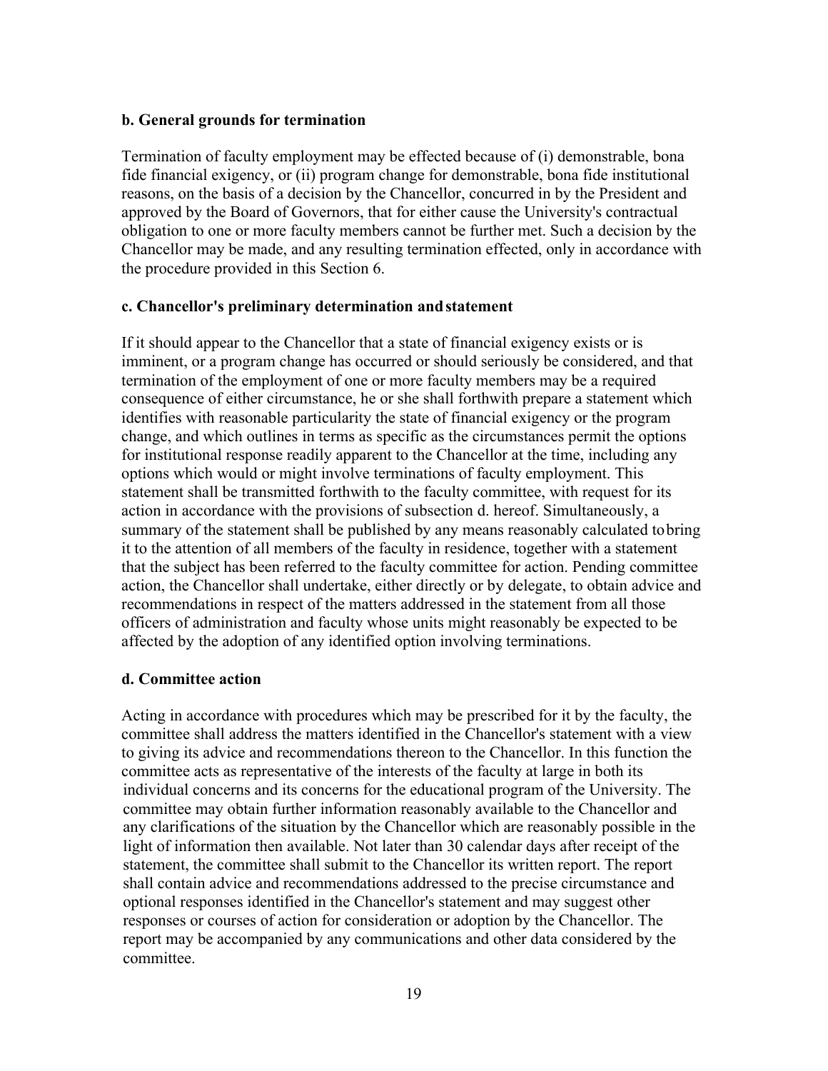**b. General grounds for termination**

Termination of faculty employment may be effected because of (i) demonstrable, bona fide financial exigency, or (ii) program change for demonstrable, bona fide institutional reasons, on the basis of a decision by the Chancellor, concurred in by the President and approved by the Board of Governors, that for either cause the University's contractual obligation to one or more faculty members cannot be further met. Such a decision by the Chancellor may be made, and any resulting termination effected, only in accordance with the procedure provided in this Section 6.

**c. Chancellor's preliminary determination and statement**

If it should appear to the Chancellor that a state of financial exigency exists or is imminent, or a program change has occurred or should seriously be considered, and that termination of the employment of one or more faculty members may be a required consequence of either circumstance, he or she shall forthwith prepare a statement which identifies with reasonable particularity the state of financial exigency or the program change, and which outlines in terms as specific as the circumstances permit the options for institutional response readily apparent to the Chancellor at the time, including any options which would or might involve terminations of faculty employment. This statement shall be transmitted forthwith to the faculty committee, with request for its action in accordance with the provisions of subsection d. hereof. Simultaneously, a summary of the statement shall be published by any means reasonably calculated to bring it to the attention of all members of the faculty in residence, together with a statement that the subject has been referred to the faculty committee for action. Pending committee action, the Chancellor shall undertake, either directly or by delegate, to obtain advice and recommendations in respect of the matters addressed in the statement from all those officers of administration and faculty whose units might reasonably be expected to be affected by the adoption of any identified option involving terminations.

**d. Committee action**

Acting in accordance with procedures which may be prescribed for it by the faculty, the committee shall address the matters identified in the Chancellor's statement with a view to giving its advice and recommendations thereon to the Chancellor. In this function the committee acts as representative of the interests of the faculty at large in both its individual concerns and its concerns for the educational program of the University. The committee may obtain further information reasonably available to the Chancellor and any clarifications of the situation by the Chancellor which are reasonably possible in the light of information then available. Not later than 30 calendar days after receipt of the statement, the committee shall submit to the Chancellor its written report. The report shall contain advice and recommendations addressed to the precise circumstance and optional responses identified in the Chancellor's statement and may suggest other responses or courses of action for consideration or adoption by the Chancellor. The report may be accompanied by any communications and other data considered by the committee.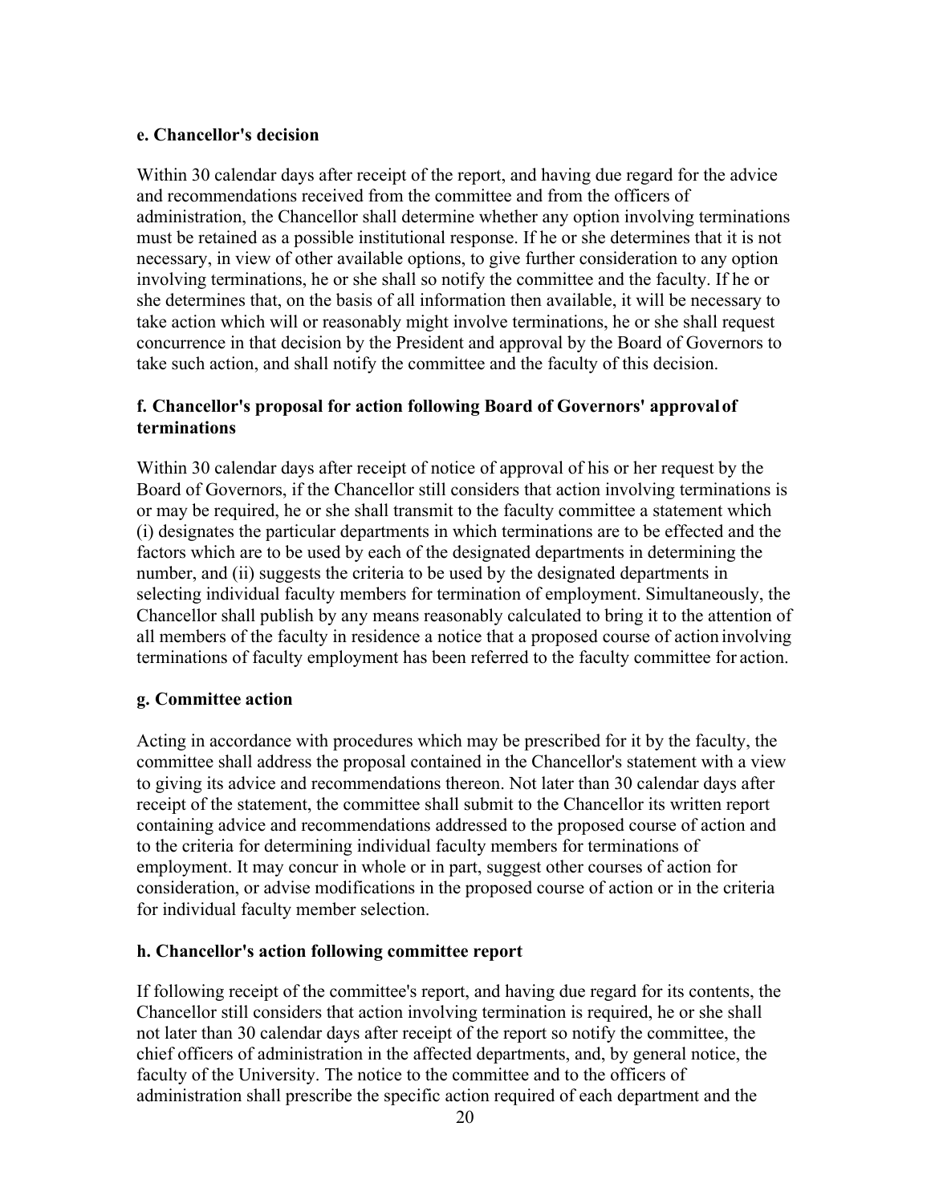#### e. Chancellor's decision

Within 30 calendar days after receipt of the report, and having due regard for the advice and recommendations received from the committee and from the officers of administration, the Chancellor shall determine whether any option involving terminations must be retained as a possible institutional response. If he or she determines that it is not necessary, in view of other available options, to give further consideration to any option involving terminations, he or she shall so notify the committee and the faculty. If he or she determines that, on the basis of all information then available, it will be necessary to take action which will or reasonably might involve terminations, he or she shall request concurrence in that decision by the President and approval by the Board of Governors to take such action, and shall notify the committee and the faculty of this decision.

#### f. Chancellor's proposal for action following Board of Governors' approval of terminations

Within 30 calendar days after receipt of notice of approval of his or her request by the Board of Governors, if the Chancellor still considers that action involving terminations is or may be required, he or she shall transmit to the faculty committee a statement which (i) designates the particular departments in which terminations are to be effected and the factors which are to be used by each of the designated departments in determining the number, and (ii) suggests the criteria to be used by the designated departments in selecting individual faculty members for termination of employment. Simultaneously, the Chancellor shall publish by any means reasonably calculated to bring it to the attention of all members of the faculty in residence a notice that a proposed course of action involving terminations of faculty employment has been referred to the faculty committee for action.

#### g. Committee action

Acting in accordance with procedures which may be prescribed for it by the faculty, the committee shall address the proposal contained in the Chancellor's statement with a view to giving its advice and recommendations thereon. Not later than 30 calendar days after receipt of the statement, the committee shall submit to the Chancellor its written report containing advice and recommendations addressed to the proposed course of action and to the criteria for determining individual faculty members for terminations of employment. It may concur in whole or in part, suggest other courses of action for consideration, or advise modifications in the proposed course of action or in the criteria for individual faculty member selection.

#### h. Chancellor's action following committee report

If following receipt of the committee's report, and having due regard for its contents, the Chancellor still considers that action involving termination is required, he or she shall not later than 30 calendar days after receipt of the report so notify the committee, the chief officers of administration in the affected departments, and, by general notice, the faculty of the University. The notice to the committee and to the officers of administration shall prescribe the specific action required of each department and the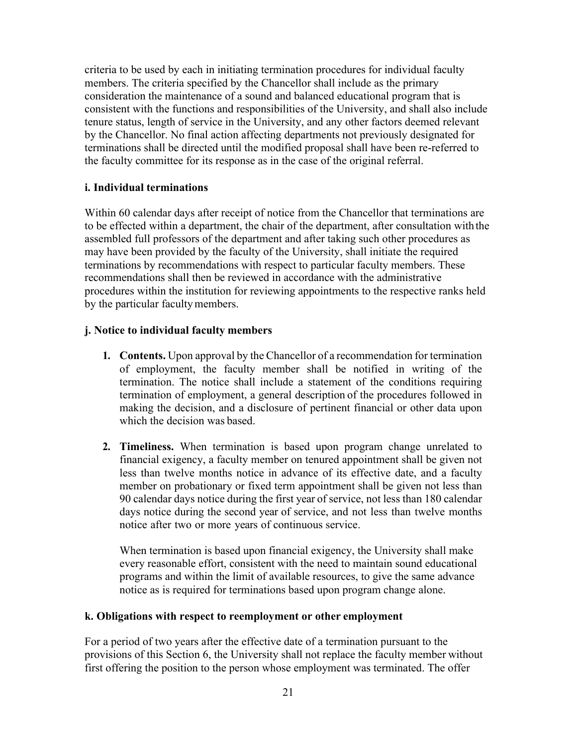criteria to be used by each in initiating termination procedures for individual faculty members. The criteria specified by the Chancellor shall include as the primary consideration the maintenance of a sound and balanced educational program that is consistent with the functions and responsibilities of the University, and shall also include tenure status, length of service in the University, and any other factors deemed relevant by the Chancellor. No final action affecting departments not previously designated for terminations shall be directed until the modified proposal shall have been re-referred to the faculty committee for its response as in the case of the original referral.

### i. Individual terminations

Within 60 calendar days after receipt of notice from the Chancellor that terminations are to be effected within a department, the chair of the department, after consultation with the assembled full professors of the department and after taking such other procedures as may have been provided by the faculty of the University, shall initiate the required terminations by recommendations with respect to particular faculty members. These recommendations shall then be reviewed in accordance with the administrative procedures within the institution for reviewing appointments to the respective ranks held by the particular faculty members.

### j. Notice to individual faculty members

1. **Contents.** Upon approval by the Chancellor of a recommendation for termination of employment, the faculty member shall be notified in writing of the termination. The notice shall include a statement of the conditions requiring termination of employment, a general description of the procedures followed in making the decision, and a disclosure of pertinent financial or other data upon which the decision was based.

2. **Timeliness.** When termination is based upon program change unrelated to financial exigency, a faculty member on tenured appointment shall be given not less than twelve months notice in advance of its effective date, and a faculty member on probationary or fixed term appointment shall be given not less than 90 calendar days notice during the first year of service, not less than 180 calendar days notice during the second year of service, and not less than twelve months notice after two or more years of continuous service.

   When termination is based upon financial exigency, the University shall make every reasonable effort, consistent with the need to maintain sound educational programs and within the limit of available resources, to give the same advance notice as is required for terminations based upon program change alone.

### k. Obligations with respect to reemployment or other employment

For a period of two years after the effective date of a termination pursuant to the provisions of this Section 6, the University shall not replace the faculty member without first offering the position to the person whose employment was terminated. The offer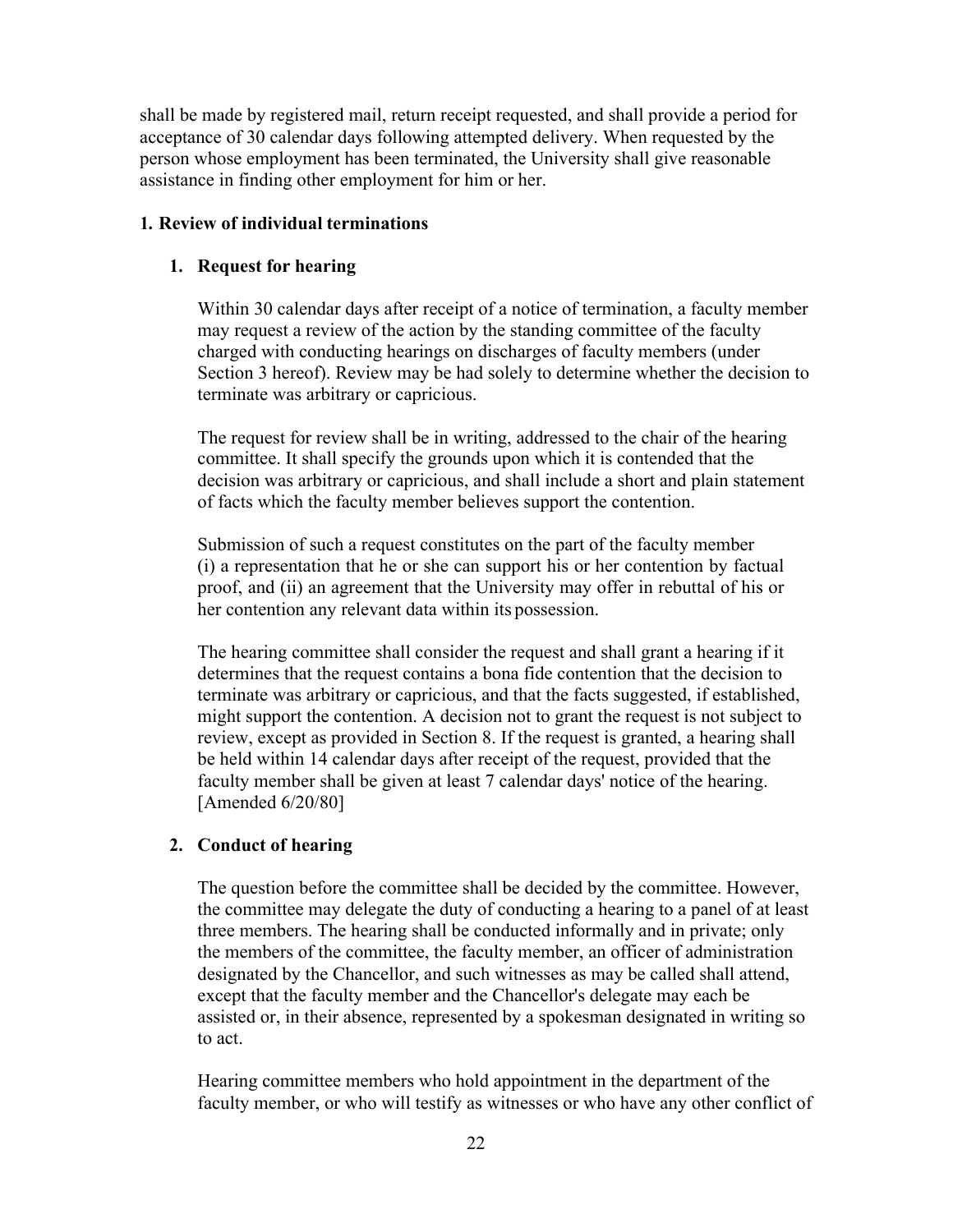shall be made by registered mail, return receipt requested, and shall provide a period for acceptance of 30 calendar days following attempted delivery. When requested by the person whose employment has been terminated, the University shall give reasonable assistance in finding other employment for him or her.

### 1. Review of individual terminations

#### 1. Request for hearing

Within 30 calendar days after receipt of a notice of termination, a faculty member may request a review of the action by the standing committee of the faculty charged with conducting hearings on discharges of faculty members (under Section 3 hereof). Review may be had solely to determine whether the decision to terminate was arbitrary or capricious.

The request for review shall be in writing, addressed to the chair of the hearing committee. It shall specify the grounds upon which it is contended that the decision was arbitrary or capricious, and shall include a short and plain statement of facts which the faculty member believes support the contention.

Submission of such a request constitutes on the part of the faculty member (i) a representation that he or she can support his or her contention by factual proof, and (ii) an agreement that the University may offer in rebuttal of his or her contention any relevant data within its possession.

The hearing committee shall consider the request and shall grant a hearing if it determines that the request contains a bona fide contention that the decision to terminate was arbitrary or capricious, and that the facts suggested, if established, might support the contention. A decision not to grant the request is not subject to review, except as provided in Section 8. If the request is granted, a hearing shall be held within 14 calendar days after receipt of the request, provided that the faculty member shall be given at least 7 calendar days' notice of the hearing. [Amended 6/20/80]

#### 2. Conduct of hearing

The question before the committee shall be decided by the committee. However, the committee may delegate the duty of conducting a hearing to a panel of at least three members. The hearing shall be conducted informally and in private; only the members of the committee, the faculty member, an officer of administration designated by the Chancellor, and such witnesses as may be called shall attend, except that the faculty member and the Chancellor's delegate may each be assisted or, in their absence, represented by a spokesman designated in writing so to act.

Hearing committee members who hold appointment in the department of the faculty member, or who will testify as witnesses or who have any other conflict of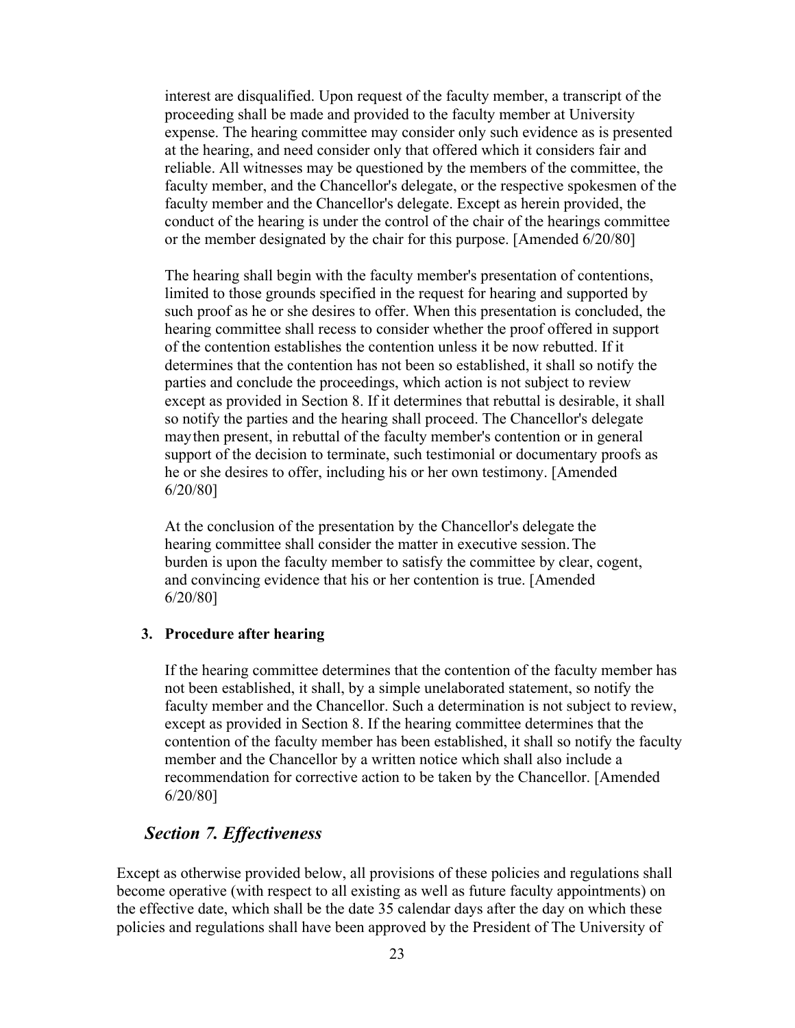interest are disqualified. Upon request of the faculty member, a transcript of the proceeding shall be made and provided to the faculty member at University expense. The hearing committee may consider only such evidence as is presented at the hearing, and need consider only that offered which it considers fair and reliable. All witnesses may be questioned by the members of the committee, the faculty member, and the Chancellor's delegate, or the respective spokesmen of the faculty member and the Chancellor's delegate. Except as herein provided, the conduct of the hearing is under the control of the chair of the hearings committee or the member designated by the chair for this purpose. [Amended 6/20/80]

The hearing shall begin with the faculty member's presentation of contentions, limited to those grounds specified in the request for hearing and supported by such proof as he or she desires to offer. When this presentation is concluded, the hearing committee shall recess to consider whether the proof offered in support of the contention establishes the contention unless it be now rebutted. If it determines that the contention has not been so established, it shall so notify the parties and conclude the proceedings, which action is not subject to review except as provided in Section 8. If it determines that rebuttal is desirable, it shall so notify the parties and the hearing shall proceed. The Chancellor's delegate may then present, in rebuttal of the faculty member's contention or in general support of the decision to terminate, such testimonial or documentary proofs as he or she desires to offer, including his or her own testimony. [Amended 6/20/80]

At the conclusion of the presentation by the Chancellor's delegate the hearing committee shall consider the matter in executive session. The burden is upon the faculty member to satisfy the committee by clear, cogent, and convincing evidence that his or her contention is true. [Amended 6/20/80]

3. **Procedure after hearing**

If the hearing committee determines that the contention of the faculty member has not been established, it shall, by a simple unelaborated statement, so notify the faculty member and the Chancellor. Such a determination is not subject to review, except as provided in Section 8. If the hearing committee determines that the contention of the faculty member has been established, it shall so notify the faculty member and the Chancellor by a written notice which shall also include a recommendation for corrective action to be taken by the Chancellor. [Amended 6/20/80]

## *Section 7. Effectiveness*

Except as otherwise provided below, all provisions of these policies and regulations shall become operative (with respect to all existing as well as future faculty appointments) on the effective date, which shall be the date 35 calendar days after the day on which these policies and regulations shall have been approved by the President of The University of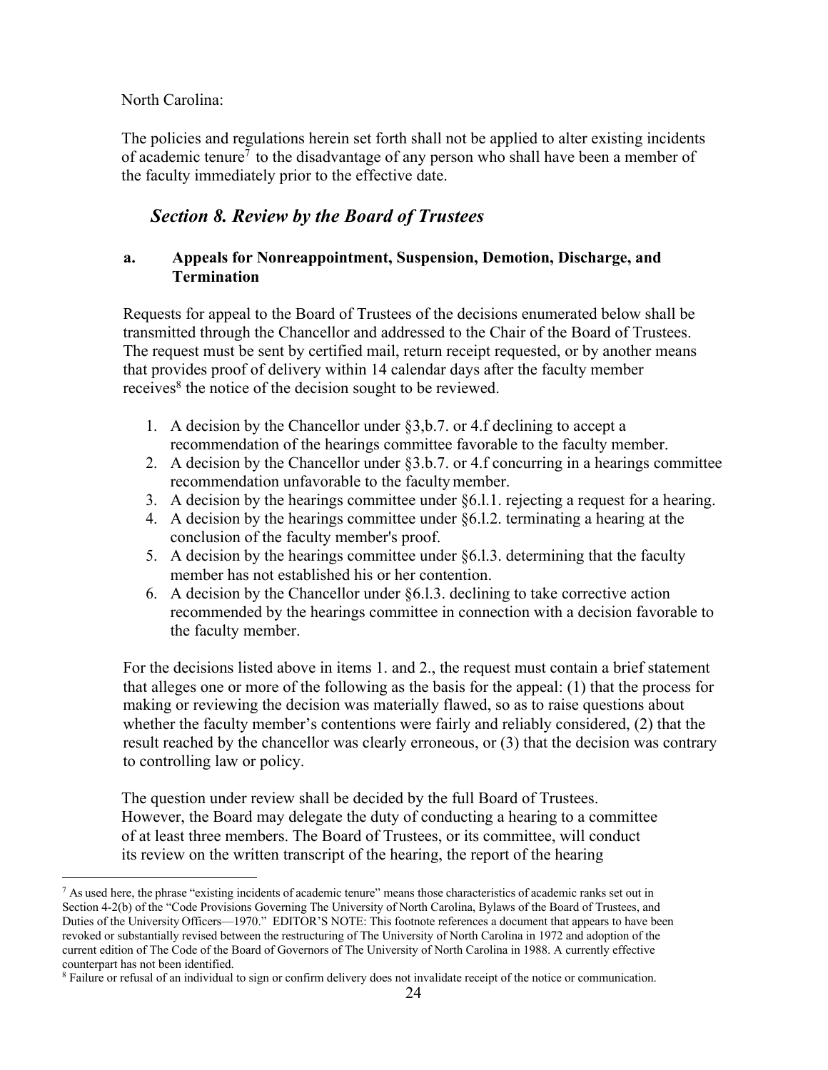North Carolina:

The policies and regulations herein set forth shall not be applied to alter existing incidents of academic tenure[7] to the disadvantage of any person who shall have been a member of the faculty immediately prior to the effective date.

## *Section 8. Review by the Board of Trustees*

### a. Appeals for Nonreappointment, Suspension, Demotion, Discharge, and Termination

Requests for appeal to the Board of Trustees of the decisions enumerated below shall be transmitted through the Chancellor and addressed to the Chair of the Board of Trustees. The request must be sent by certified mail, return receipt requested, or by another means that provides proof of delivery within 14 calendar days after the faculty member receives[8] the notice of the decision sought to be reviewed.

1. A decision by the Chancellor under §3,b.7. or 4.f declining to accept a recommendation of the hearings committee favorable to the faculty member.
2. A decision by the Chancellor under §3.b.7. or 4.f concurring in a hearings committee recommendation unfavorable to the faculty member.
3. A decision by the hearings committee under §6.l.1. rejecting a request for a hearing.
4. A decision by the hearings committee under §6.l.2. terminating a hearing at the conclusion of the faculty member's proof.
5. A decision by the hearings committee under §6.l.3. determining that the faculty member has not established his or her contention.
6. A decision by the Chancellor under §6.l.3. declining to take corrective action recommended by the hearings committee in connection with a decision favorable to the faculty member.

For the decisions listed above in items 1. and 2., the request must contain a brief statement that alleges one or more of the following as the basis for the appeal: (1) that the process for making or reviewing the decision was materially flawed, so as to raise questions about whether the faculty member's contentions were fairly and reliably considered, (2) that the result reached by the chancellor was clearly erroneous, or (3) that the decision was contrary to controlling law or policy.

The question under review shall be decided by the full Board of Trustees. However, the Board may delegate the duty of conducting a hearing to a committee of at least three members. The Board of Trustees, or its committee, will conduct its review on the written transcript of the hearing, the report of the hearing

---

[7] As used here, the phrase "existing incidents of academic tenure" means those characteristics of academic ranks set out in Section 4-2(b) of the "Code Provisions Governing The University of North Carolina, Bylaws of the Board of Trustees, and Duties of the University Officers—1970." EDITOR'S NOTE: This footnote references a document that appears to have been revoked or substantially revised between the restructuring of The University of North Carolina in 1972 and adoption of the current edition of The Code of the Board of Governors of The University of North Carolina in 1988. A currently effective counterpart has not been identified.

[8] Failure or refusal of an individual to sign or confirm delivery does not invalidate receipt of the notice or communication.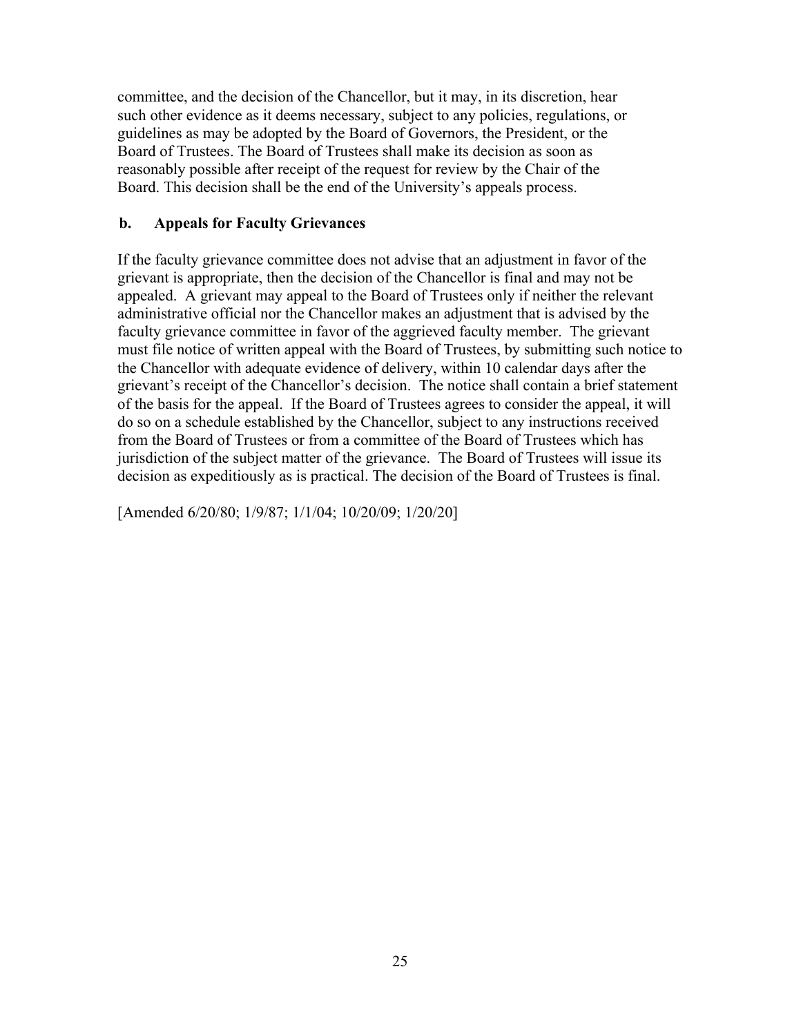committee, and the decision of the Chancellor, but it may, in its discretion, hear such other evidence as it deems necessary, subject to any policies, regulations, or guidelines as may be adopted by the Board of Governors, the President, or the Board of Trustees. The Board of Trustees shall make its decision as soon as reasonably possible after receipt of the request for review by the Chair of the Board. This decision shall be the end of the University's appeals process.

**b. Appeals for Faculty Grievances**

If the faculty grievance committee does not advise that an adjustment in favor of the grievant is appropriate, then the decision of the Chancellor is final and may not be appealed. A grievant may appeal to the Board of Trustees only if neither the relevant administrative official nor the Chancellor makes an adjustment that is advised by the faculty grievance committee in favor of the aggrieved faculty member. The grievant must file notice of written appeal with the Board of Trustees, by submitting such notice to the Chancellor with adequate evidence of delivery, within 10 calendar days after the grievant's receipt of the Chancellor's decision. The notice shall contain a brief statement of the basis for the appeal. If the Board of Trustees agrees to consider the appeal, it will do so on a schedule established by the Chancellor, subject to any instructions received from the Board of Trustees or from a committee of the Board of Trustees which has jurisdiction of the subject matter of the grievance. The Board of Trustees will issue its decision as expeditiously as is practical. The decision of the Board of Trustees is final.

[Amended 6/20/80; 1/9/87; 1/1/04; 10/20/09; 1/20/20]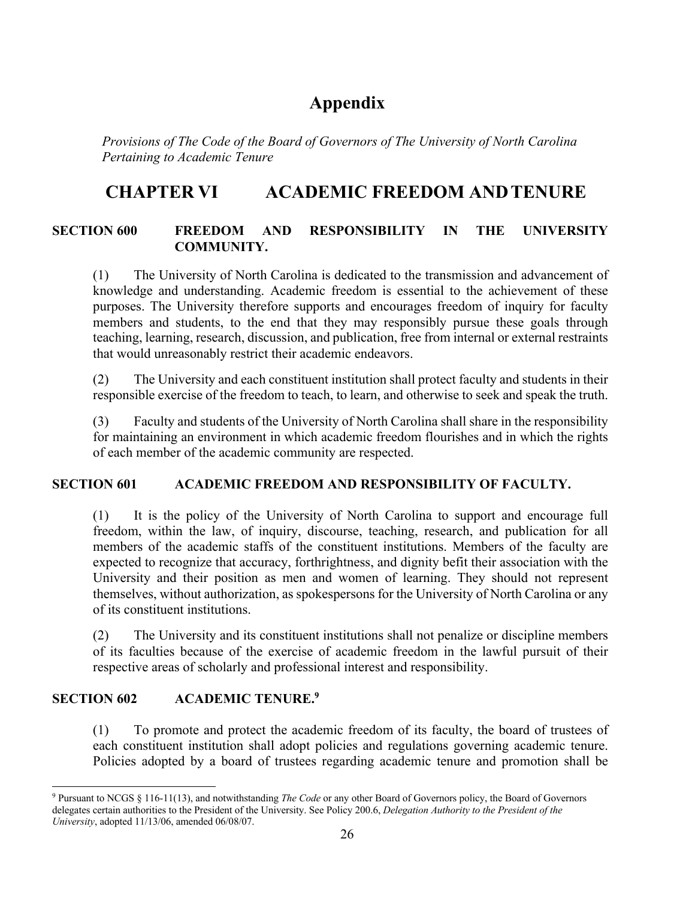# Appendix

*Provisions of The Code of the Board of Governors of The University of North Carolina Pertaining to Academic Tenure*

## CHAPTER VI ACADEMIC FREEDOM AND TENURE

### SECTION 600 FREEDOM AND RESPONSIBILITY IN THE UNIVERSITY COMMUNITY.

(1) The University of North Carolina is dedicated to the transmission and advancement of knowledge and understanding. Academic freedom is essential to the achievement of these purposes. The University therefore supports and encourages freedom of inquiry for faculty members and students, to the end that they may responsibly pursue these goals through teaching, learning, research, discussion, and publication, free from internal or external restraints that would unreasonably restrict their academic endeavors.

(2) The University and each constituent institution shall protect faculty and students in their responsible exercise of the freedom to teach, to learn, and otherwise to seek and speak the truth.

(3) Faculty and students of the University of North Carolina shall share in the responsibility for maintaining an environment in which academic freedom flourishes and in which the rights of each member of the academic community are respected.

### SECTION 601 ACADEMIC FREEDOM AND RESPONSIBILITY OF FACULTY.

(1) It is the policy of the University of North Carolina to support and encourage full freedom, within the law, of inquiry, discourse, teaching, research, and publication for all members of the academic staffs of the constituent institutions. Members of the faculty are expected to recognize that accuracy, forthrightness, and dignity befit their association with the University and their position as men and women of learning. They should not represent themselves, without authorization, as spokespersons for the University of North Carolina or any of its constituent institutions.

(2) The University and its constituent institutions shall not penalize or discipline members of its faculties because of the exercise of academic freedom in the lawful pursuit of their respective areas of scholarly and professional interest and responsibility.

### SECTION 602 ACADEMIC TENURE.[9]

(1) To promote and protect the academic freedom of its faculty, the board of trustees of each constituent institution shall adopt policies and regulations governing academic tenure. Policies adopted by a board of trustees regarding academic tenure and promotion shall be

---

[9] Pursuant to NCGS § 116-11(13), and notwithstanding *The Code* or any other Board of Governors policy, the Board of Governors delegates certain authorities to the President of the University. See Policy 200.6, *Delegation Authority to the President of the University*, adopted 11/13/06, amended 06/08/07.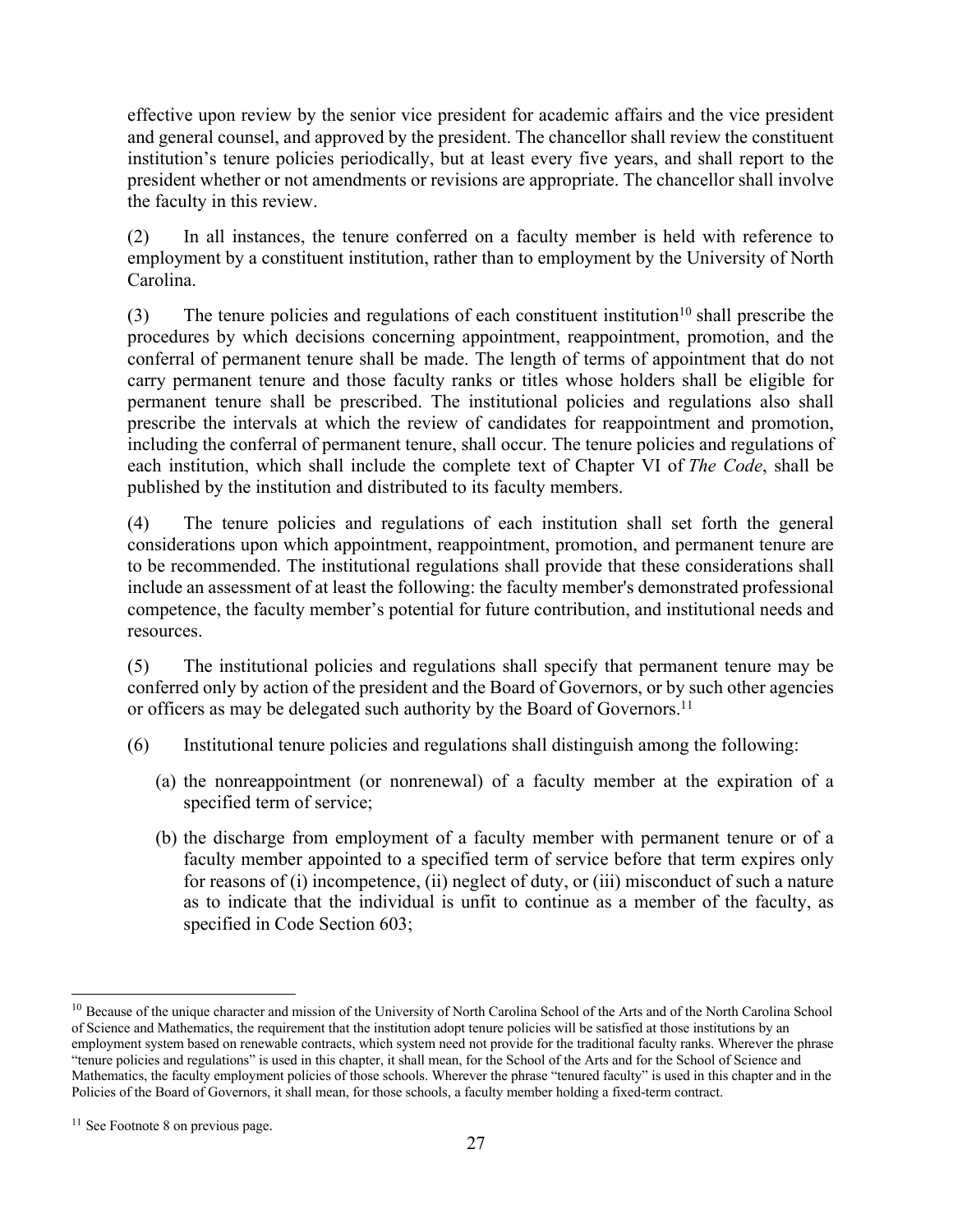effective upon review by the senior vice president for academic affairs and the vice president and general counsel, and approved by the president. The chancellor shall review the constituent institution's tenure policies periodically, but at least every five years, and shall report to the president whether or not amendments or revisions are appropriate. The chancellor shall involve the faculty in this review.

(2) In all instances, the tenure conferred on a faculty member is held with reference to employment by a constituent institution, rather than to employment by the University of North Carolina.

(3) The tenure policies and regulations of each constituent institution[10] shall prescribe the procedures by which decisions concerning appointment, reappointment, promotion, and the conferral of permanent tenure shall be made. The length of terms of appointment that do not carry permanent tenure and those faculty ranks or titles whose holders shall be eligible for permanent tenure shall be prescribed. The institutional policies and regulations also shall prescribe the intervals at which the review of candidates for reappointment and promotion, including the conferral of permanent tenure, shall occur. The tenure policies and regulations of each institution, which shall include the complete text of Chapter VI of *The Code*, shall be published by the institution and distributed to its faculty members.

(4) The tenure policies and regulations of each institution shall set forth the general considerations upon which appointment, reappointment, promotion, and permanent tenure are to be recommended. The institutional regulations shall provide that these considerations shall include an assessment of at least the following: the faculty member's demonstrated professional competence, the faculty member's potential for future contribution, and institutional needs and resources.

(5) The institutional policies and regulations shall specify that permanent tenure may be conferred only by action of the president and the Board of Governors, or by such other agencies or officers as may be delegated such authority by the Board of Governors.[11]

(6) Institutional tenure policies and regulations shall distinguish among the following:

(a) the nonreappointment (or nonrenewal) of a faculty member at the expiration of a specified term of service;

(b) the discharge from employment of a faculty member with permanent tenure or of a faculty member appointed to a specified term of service before that term expires only for reasons of (i) incompetence, (ii) neglect of duty, or (iii) misconduct of such a nature as to indicate that the individual is unfit to continue as a member of the faculty, as specified in Code Section 603;

---

[10] Because of the unique character and mission of the University of North Carolina School of the Arts and of the North Carolina School of Science and Mathematics, the requirement that the institution adopt tenure policies will be satisfied at those institutions by an employment system based on renewable contracts, which system need not provide for the traditional faculty ranks. Wherever the phrase "tenure policies and regulations" is used in this chapter, it shall mean, for the School of the Arts and for the School of Science and Mathematics, the faculty employment policies of those schools. Wherever the phrase "tenured faculty" is used in this chapter and in the Policies of the Board of Governors, it shall mean, for those schools, a faculty member holding a fixed-term contract.

[11] See Footnote 8 on previous page.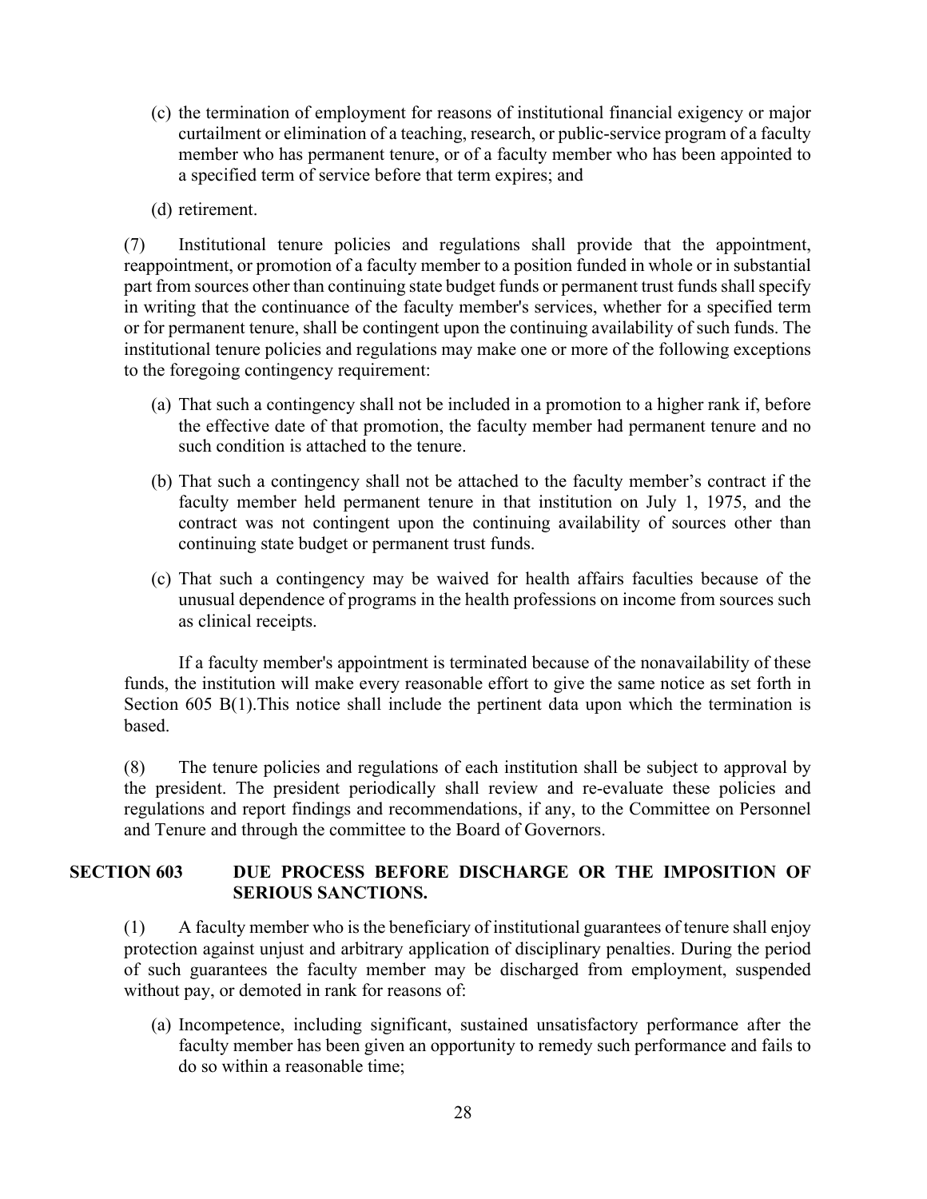(c) the termination of employment for reasons of institutional financial exigency or major curtailment or elimination of a teaching, research, or public-service program of a faculty member who has permanent tenure, or of a faculty member who has been appointed to a specified term of service before that term expires; and

(d) retirement.

(7) Institutional tenure policies and regulations shall provide that the appointment, reappointment, or promotion of a faculty member to a position funded in whole or in substantial part from sources other than continuing state budget funds or permanent trust funds shall specify in writing that the continuance of the faculty member's services, whether for a specified term or for permanent tenure, shall be contingent upon the continuing availability of such funds. The institutional tenure policies and regulations may make one or more of the following exceptions to the foregoing contingency requirement:

(a) That such a contingency shall not be included in a promotion to a higher rank if, before the effective date of that promotion, the faculty member had permanent tenure and no such condition is attached to the tenure.

(b) That such a contingency shall not be attached to the faculty member's contract if the faculty member held permanent tenure in that institution on July 1, 1975, and the contract was not contingent upon the continuing availability of sources other than continuing state budget or permanent trust funds.

(c) That such a contingency may be waived for health affairs faculties because of the unusual dependence of programs in the health professions on income from sources such as clinical receipts.

If a faculty member's appointment is terminated because of the nonavailability of these funds, the institution will make every reasonable effort to give the same notice as set forth in Section 605 B(1).This notice shall include the pertinent data upon which the termination is based.

(8) The tenure policies and regulations of each institution shall be subject to approval by the president. The president periodically shall review and re-evaluate these policies and regulations and report findings and recommendations, if any, to the Committee on Personnel and Tenure and through the committee to the Board of Governors.

## SECTION 603 DUE PROCESS BEFORE DISCHARGE OR THE IMPOSITION OF SERIOUS SANCTIONS.

(1) A faculty member who is the beneficiary of institutional guarantees of tenure shall enjoy protection against unjust and arbitrary application of disciplinary penalties. During the period of such guarantees the faculty member may be discharged from employment, suspended without pay, or demoted in rank for reasons of:

(a) Incompetence, including significant, sustained unsatisfactory performance after the faculty member has been given an opportunity to remedy such performance and fails to do so within a reasonable time;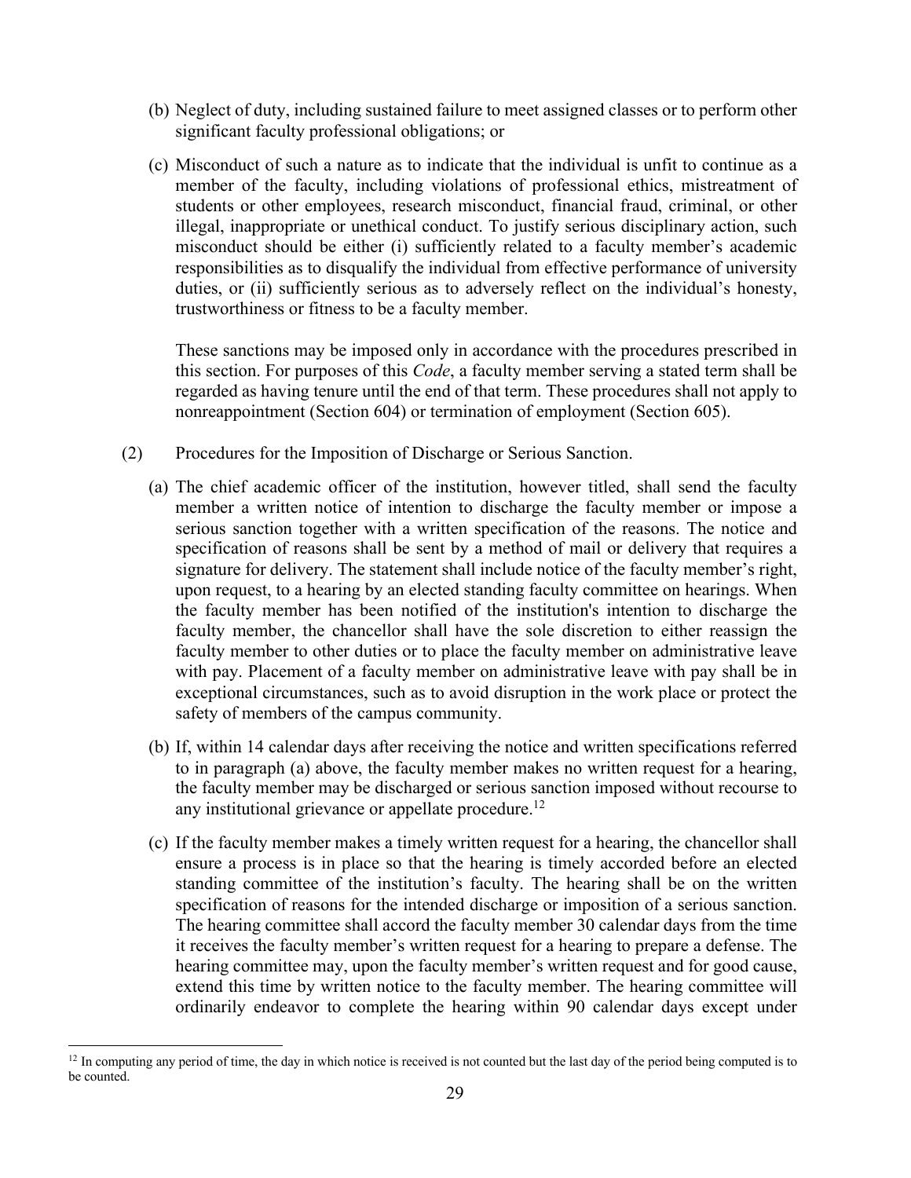(b) Neglect of duty, including sustained failure to meet assigned classes or to perform other significant faculty professional obligations; or

(c) Misconduct of such a nature as to indicate that the individual is unfit to continue as a member of the faculty, including violations of professional ethics, mistreatment of students or other employees, research misconduct, financial fraud, criminal, or other illegal, inappropriate or unethical conduct. To justify serious disciplinary action, such misconduct should be either (i) sufficiently related to a faculty member's academic responsibilities as to disqualify the individual from effective performance of university duties, or (ii) sufficiently serious as to adversely reflect on the individual's honesty, trustworthiness or fitness to be a faculty member.

These sanctions may be imposed only in accordance with the procedures prescribed in this section. For purposes of this *Code*, a faculty member serving a stated term shall be regarded as having tenure until the end of that term. These procedures shall not apply to nonreappointment (Section 604) or termination of employment (Section 605).

(2) Procedures for the Imposition of Discharge or Serious Sanction.

(a) The chief academic officer of the institution, however titled, shall send the faculty member a written notice of intention to discharge the faculty member or impose a serious sanction together with a written specification of the reasons. The notice and specification of reasons shall be sent by a method of mail or delivery that requires a signature for delivery. The statement shall include notice of the faculty member's right, upon request, to a hearing by an elected standing faculty committee on hearings. When the faculty member has been notified of the institution's intention to discharge the faculty member, the chancellor shall have the sole discretion to either reassign the faculty member to other duties or to place the faculty member on administrative leave with pay. Placement of a faculty member on administrative leave with pay shall be in exceptional circumstances, such as to avoid disruption in the work place or protect the safety of members of the campus community.

(b) If, within 14 calendar days after receiving the notice and written specifications referred to in paragraph (a) above, the faculty member makes no written request for a hearing, the faculty member may be discharged or serious sanction imposed without recourse to any institutional grievance or appellate procedure.[12]

(c) If the faculty member makes a timely written request for a hearing, the chancellor shall ensure a process is in place so that the hearing is timely accorded before an elected standing committee of the institution's faculty. The hearing shall be on the written specification of reasons for the intended discharge or imposition of a serious sanction. The hearing committee shall accord the faculty member 30 calendar days from the time it receives the faculty member's written request for a hearing to prepare a defense. The hearing committee may, upon the faculty member's written request and for good cause, extend this time by written notice to the faculty member. The hearing committee will ordinarily endeavor to complete the hearing within 90 calendar days except under

[12] In computing any period of time, the day in which notice is received is not counted but the last day of the period being computed is to be counted.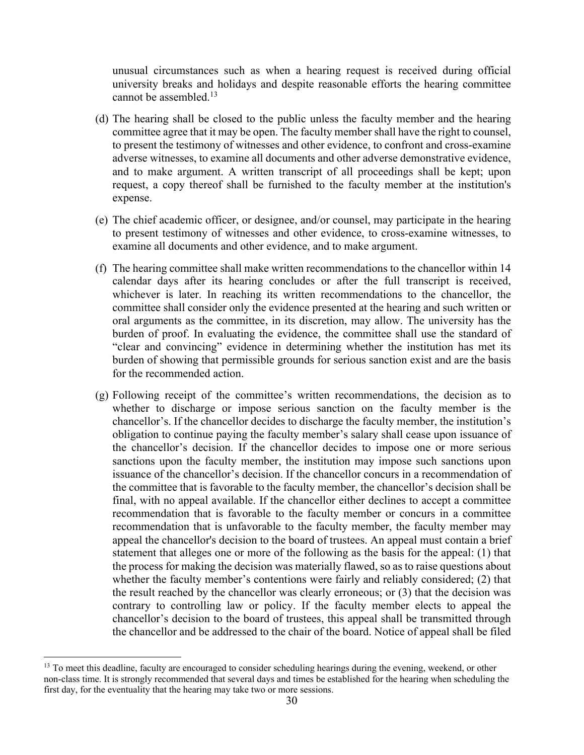unusual circumstances such as when a hearing request is received during official university breaks and holidays and despite reasonable efforts the hearing committee cannot be assembled.[13]

(d) The hearing shall be closed to the public unless the faculty member and the hearing committee agree that it may be open. The faculty member shall have the right to counsel, to present the testimony of witnesses and other evidence, to confront and cross-examine adverse witnesses, to examine all documents and other adverse demonstrative evidence, and to make argument. A written transcript of all proceedings shall be kept; upon request, a copy thereof shall be furnished to the faculty member at the institution's expense.

(e) The chief academic officer, or designee, and/or counsel, may participate in the hearing to present testimony of witnesses and other evidence, to cross-examine witnesses, to examine all documents and other evidence, and to make argument.

(f) The hearing committee shall make written recommendations to the chancellor within 14 calendar days after its hearing concludes or after the full transcript is received, whichever is later. In reaching its written recommendations to the chancellor, the committee shall consider only the evidence presented at the hearing and such written or oral arguments as the committee, in its discretion, may allow. The university has the burden of proof. In evaluating the evidence, the committee shall use the standard of "clear and convincing" evidence in determining whether the institution has met its burden of showing that permissible grounds for serious sanction exist and are the basis for the recommended action.

(g) Following receipt of the committee's written recommendations, the decision as to whether to discharge or impose serious sanction on the faculty member is the chancellor's. If the chancellor decides to discharge the faculty member, the institution's obligation to continue paying the faculty member's salary shall cease upon issuance of the chancellor's decision. If the chancellor decides to impose one or more serious sanctions upon the faculty member, the institution may impose such sanctions upon issuance of the chancellor's decision. If the chancellor concurs in a recommendation of the committee that is favorable to the faculty member, the chancellor's decision shall be final, with no appeal available. If the chancellor either declines to accept a committee recommendation that is favorable to the faculty member or concurs in a committee recommendation that is unfavorable to the faculty member, the faculty member may appeal the chancellor's decision to the board of trustees. An appeal must contain a brief statement that alleges one or more of the following as the basis for the appeal: (1) that the process for making the decision was materially flawed, so as to raise questions about whether the faculty member's contentions were fairly and reliably considered; (2) that the result reached by the chancellor was clearly erroneous; or (3) that the decision was contrary to controlling law or policy. If the faculty member elects to appeal the chancellor's decision to the board of trustees, this appeal shall be transmitted through the chancellor and be addressed to the chair of the board. Notice of appeal shall be filed

[13] To meet this deadline, faculty are encouraged to consider scheduling hearings during the evening, weekend, or other non-class time. It is strongly recommended that several days and times be established for the hearing when scheduling the first day, for the eventuality that the hearing may take two or more sessions.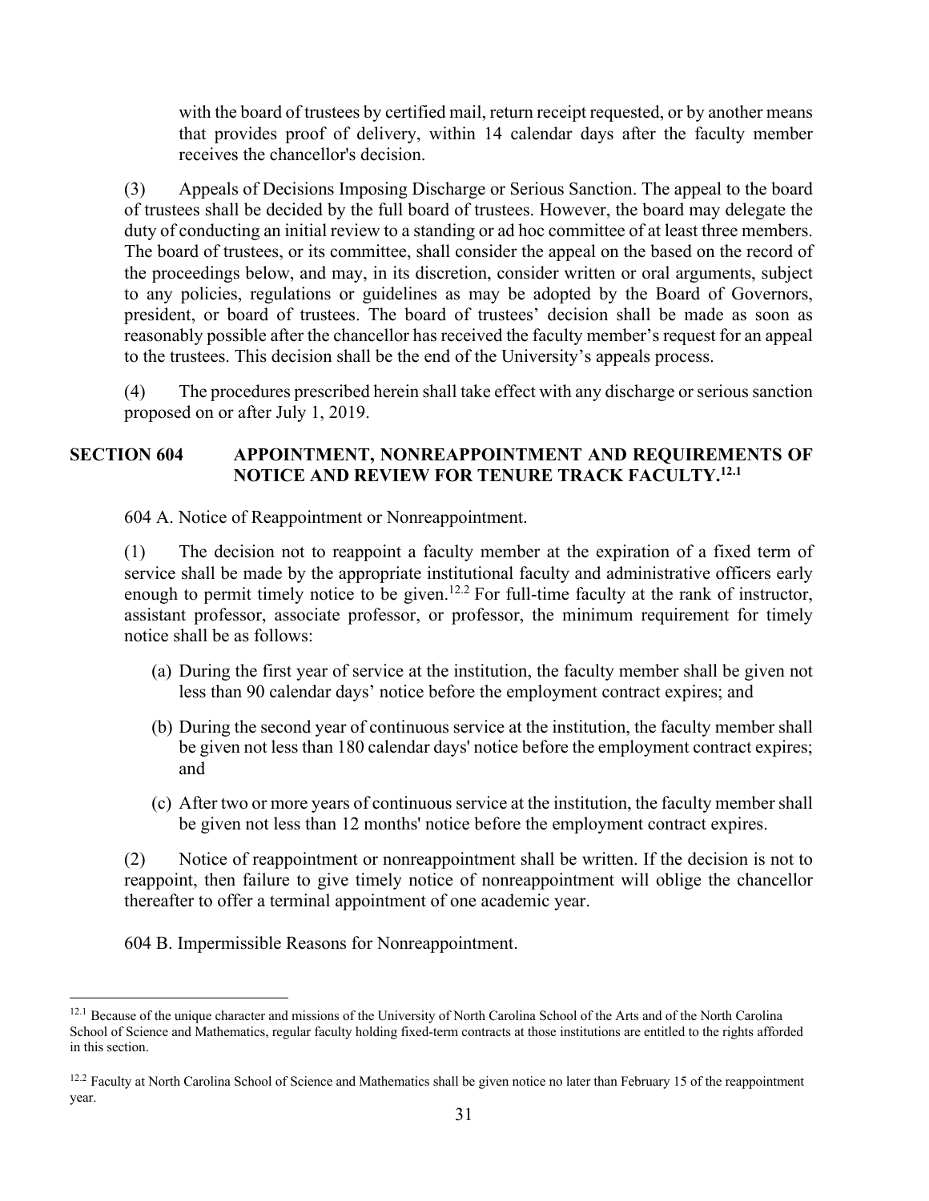with the board of trustees by certified mail, return receipt requested, or by another means that provides proof of delivery, within 14 calendar days after the faculty member receives the chancellor's decision.

(3) Appeals of Decisions Imposing Discharge or Serious Sanction. The appeal to the board of trustees shall be decided by the full board of trustees. However, the board may delegate the duty of conducting an initial review to a standing or ad hoc committee of at least three members. The board of trustees, or its committee, shall consider the appeal on the based on the record of the proceedings below, and may, in its discretion, consider written or oral arguments, subject to any policies, regulations or guidelines as may be adopted by the Board of Governors, president, or board of trustees. The board of trustees' decision shall be made as soon as reasonably possible after the chancellor has received the faculty member's request for an appeal to the trustees. This decision shall be the end of the University's appeals process.

(4) The procedures prescribed herein shall take effect with any discharge or serious sanction proposed on or after July 1, 2019.

## SECTION 604 APPOINTMENT, NONREAPPOINTMENT AND REQUIREMENTS OF NOTICE AND REVIEW FOR TENURE TRACK FACULTY.[12.1]

604 A. Notice of Reappointment or Nonreappointment.

(1) The decision not to reappoint a faculty member at the expiration of a fixed term of service shall be made by the appropriate institutional faculty and administrative officers early enough to permit timely notice to be given.[12.2] For full-time faculty at the rank of instructor, assistant professor, associate professor, or professor, the minimum requirement for timely notice shall be as follows:

(a) During the first year of service at the institution, the faculty member shall be given not less than 90 calendar days' notice before the employment contract expires; and

(b) During the second year of continuous service at the institution, the faculty member shall be given not less than 180 calendar days' notice before the employment contract expires; and

(c) After two or more years of continuous service at the institution, the faculty member shall be given not less than 12 months' notice before the employment contract expires.

(2) Notice of reappointment or nonreappointment shall be written. If the decision is not to reappoint, then failure to give timely notice of nonreappointment will oblige the chancellor thereafter to offer a terminal appointment of one academic year.

604 B. Impermissible Reasons for Nonreappointment.

---

[12.1] Because of the unique character and missions of the University of North Carolina School of the Arts and of the North Carolina School of Science and Mathematics, regular faculty holding fixed-term contracts at those institutions are entitled to the rights afforded in this section.

[12.2] Faculty at North Carolina School of Science and Mathematics shall be given notice no later than February 15 of the reappointment year.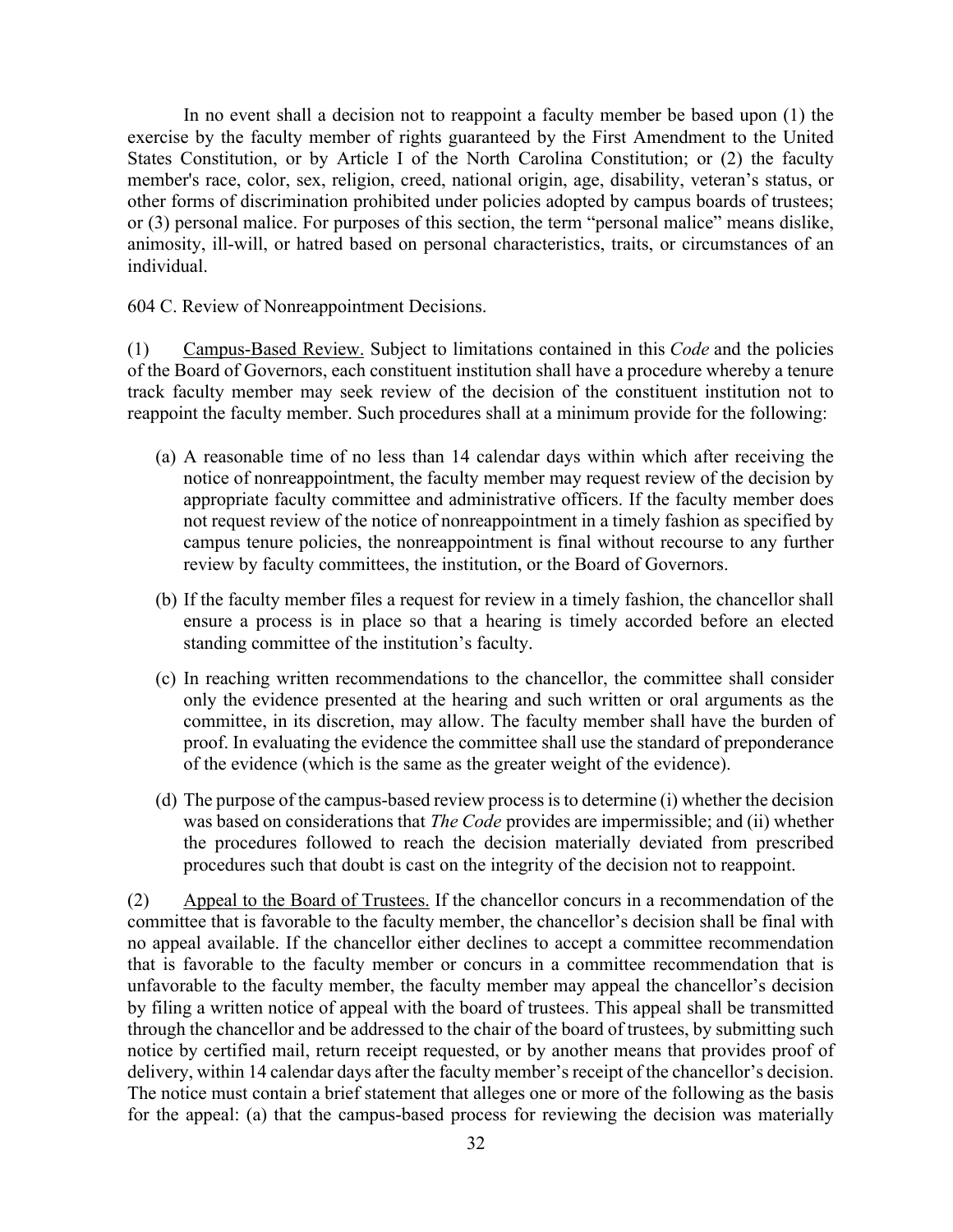In no event shall a decision not to reappoint a faculty member be based upon (1) the exercise by the faculty member of rights guaranteed by the First Amendment to the United States Constitution, or by Article I of the North Carolina Constitution; or (2) the faculty member's race, color, sex, religion, creed, national origin, age, disability, veteran's status, or other forms of discrimination prohibited under policies adopted by campus boards of trustees; or (3) personal malice. For purposes of this section, the term "personal malice" means dislike, animosity, ill-will, or hatred based on personal characteristics, traits, or circumstances of an individual.

604 C. Review of Nonreappointment Decisions.

(1) Campus-Based Review. Subject to limitations contained in this *Code* and the policies of the Board of Governors, each constituent institution shall have a procedure whereby a tenure track faculty member may seek review of the decision of the constituent institution not to reappoint the faculty member. Such procedures shall at a minimum provide for the following:

(a) A reasonable time of no less than 14 calendar days within which after receiving the notice of nonreappointment, the faculty member may request review of the decision by appropriate faculty committee and administrative officers. If the faculty member does not request review of the notice of nonreappointment in a timely fashion as specified by campus tenure policies, the nonreappointment is final without recourse to any further review by faculty committees, the institution, or the Board of Governors.

(b) If the faculty member files a request for review in a timely fashion, the chancellor shall ensure a process is in place so that a hearing is timely accorded before an elected standing committee of the institution's faculty.

(c) In reaching written recommendations to the chancellor, the committee shall consider only the evidence presented at the hearing and such written or oral arguments as the committee, in its discretion, may allow. The faculty member shall have the burden of proof. In evaluating the evidence the committee shall use the standard of preponderance of the evidence (which is the same as the greater weight of the evidence).

(d) The purpose of the campus-based review process is to determine (i) whether the decision was based on considerations that *The Code* provides are impermissible; and (ii) whether the procedures followed to reach the decision materially deviated from prescribed procedures such that doubt is cast on the integrity of the decision not to reappoint.

(2) Appeal to the Board of Trustees. If the chancellor concurs in a recommendation of the committee that is favorable to the faculty member, the chancellor's decision shall be final with no appeal available. If the chancellor either declines to accept a committee recommendation that is favorable to the faculty member or concurs in a committee recommendation that is unfavorable to the faculty member, the faculty member may appeal the chancellor's decision by filing a written notice of appeal with the board of trustees. This appeal shall be transmitted through the chancellor and be addressed to the chair of the board of trustees, by submitting such notice by certified mail, return receipt requested, or by another means that provides proof of delivery, within 14 calendar days after the faculty member's receipt of the chancellor's decision. The notice must contain a brief statement that alleges one or more of the following as the basis for the appeal: (a) that the campus-based process for reviewing the decision was materially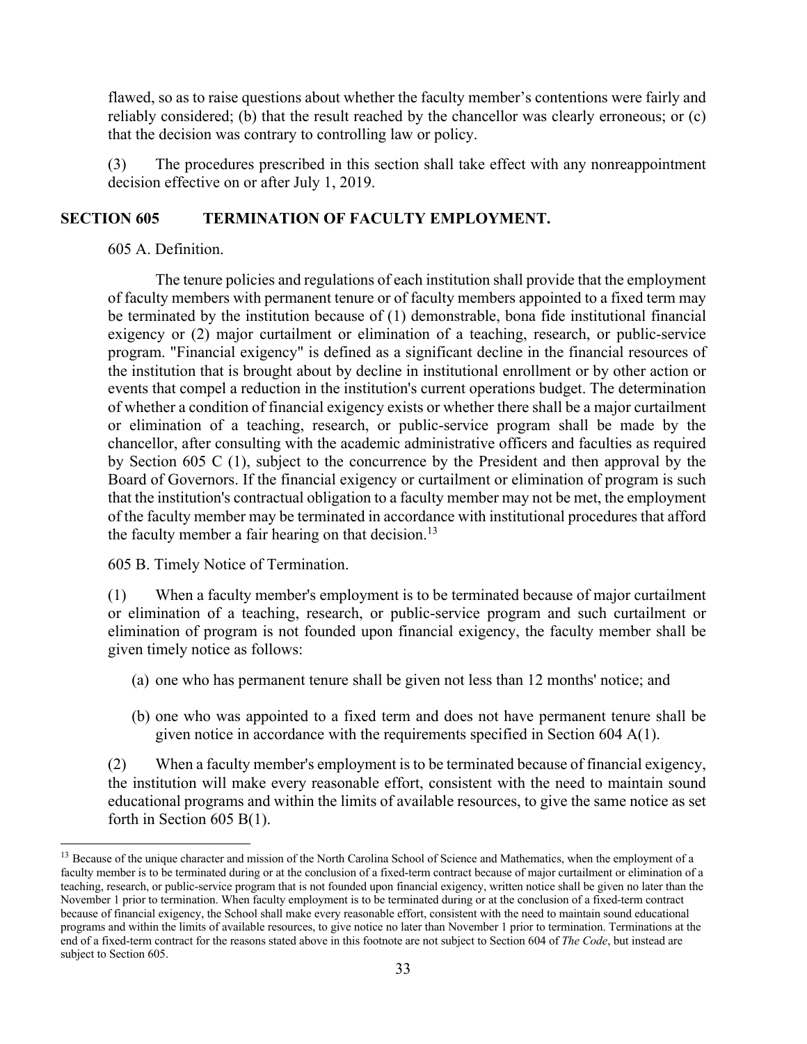flawed, so as to raise questions about whether the faculty member's contentions were fairly and reliably considered; (b) that the result reached by the chancellor was clearly erroneous; or (c) that the decision was contrary to controlling law or policy.

(3) The procedures prescribed in this section shall take effect with any nonreappointment decision effective on or after July 1, 2019.

## SECTION 605 TERMINATION OF FACULTY EMPLOYMENT.

605 A. Definition.

The tenure policies and regulations of each institution shall provide that the employment of faculty members with permanent tenure or of faculty members appointed to a fixed term may be terminated by the institution because of (1) demonstrable, bona fide institutional financial exigency or (2) major curtailment or elimination of a teaching, research, or public-service program. "Financial exigency" is defined as a significant decline in the financial resources of the institution that is brought about by decline in institutional enrollment or by other action or events that compel a reduction in the institution's current operations budget. The determination of whether a condition of financial exigency exists or whether there shall be a major curtailment or elimination of a teaching, research, or public-service program shall be made by the chancellor, after consulting with the academic administrative officers and faculties as required by Section 605 C (1), subject to the concurrence by the President and then approval by the Board of Governors. If the financial exigency or curtailment or elimination of program is such that the institution's contractual obligation to a faculty member may not be met, the employment of the faculty member may be terminated in accordance with institutional procedures that afford the faculty member a fair hearing on that decision.[13]

605 B. Timely Notice of Termination.

(1) When a faculty member's employment is to be terminated because of major curtailment or elimination of a teaching, research, or public-service program and such curtailment or elimination of program is not founded upon financial exigency, the faculty member shall be given timely notice as follows:

(a) one who has permanent tenure shall be given not less than 12 months' notice; and

(b) one who was appointed to a fixed term and does not have permanent tenure shall be given notice in accordance with the requirements specified in Section 604 A(1).

(2) When a faculty member's employment is to be terminated because of financial exigency, the institution will make every reasonable effort, consistent with the need to maintain sound educational programs and within the limits of available resources, to give the same notice as set forth in Section 605 B(1).

[13] Because of the unique character and mission of the North Carolina School of Science and Mathematics, when the employment of a faculty member is to be terminated during or at the conclusion of a fixed-term contract because of major curtailment or elimination of a teaching, research, or public-service program that is not founded upon financial exigency, written notice shall be given no later than the November 1 prior to termination. When faculty employment is to be terminated during or at the conclusion of a fixed-term contract because of financial exigency, the School shall make every reasonable effort, consistent with the need to maintain sound educational programs and within the limits of available resources, to give notice no later than November 1 prior to termination. Terminations at the end of a fixed-term contract for the reasons stated above in this footnote are not subject to Section 604 of *The Code*, but instead are subject to Section 605.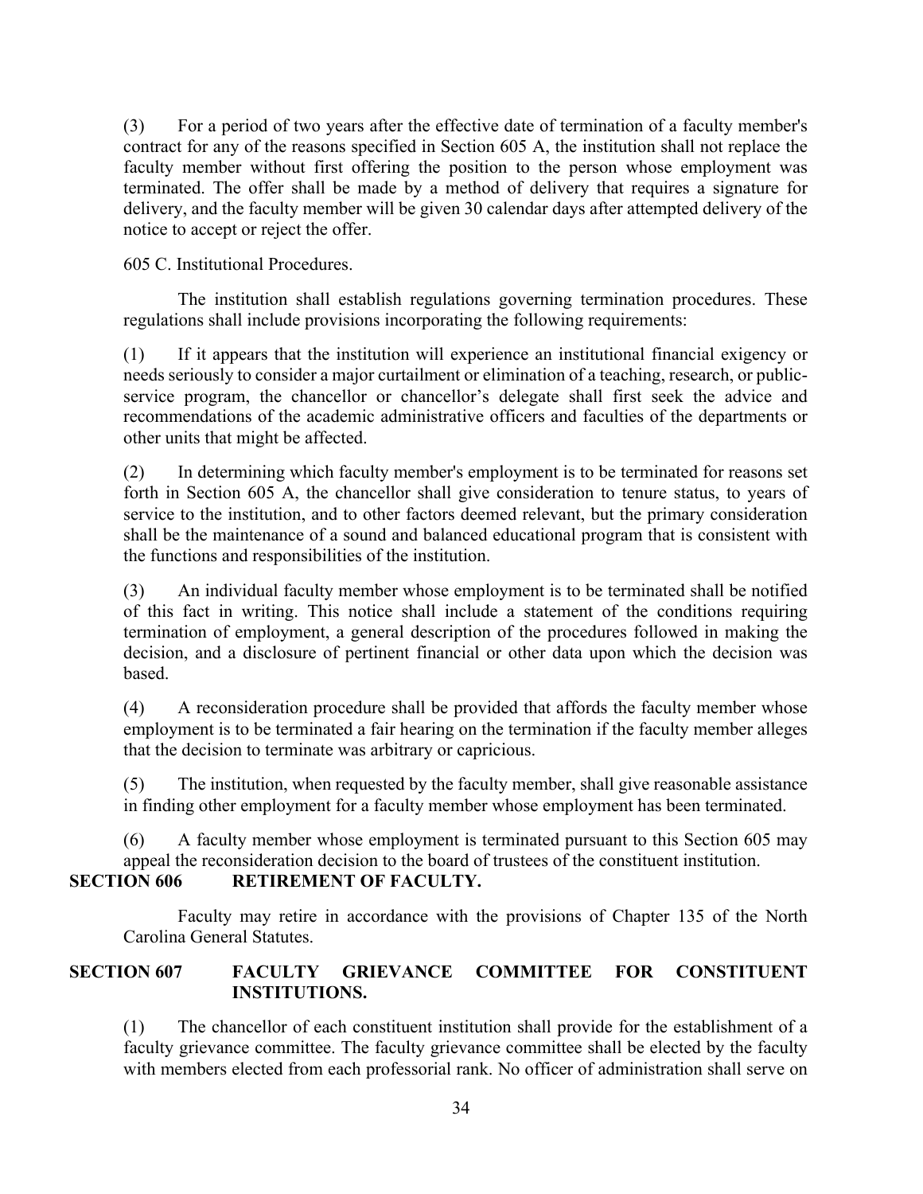(3) For a period of two years after the effective date of termination of a faculty member's contract for any of the reasons specified in Section 605 A, the institution shall not replace the faculty member without first offering the position to the person whose employment was terminated. The offer shall be made by a method of delivery that requires a signature for delivery, and the faculty member will be given 30 calendar days after attempted delivery of the notice to accept or reject the offer.

605 C. Institutional Procedures.

The institution shall establish regulations governing termination procedures. These regulations shall include provisions incorporating the following requirements:

(1) If it appears that the institution will experience an institutional financial exigency or needs seriously to consider a major curtailment or elimination of a teaching, research, or public-service program, the chancellor or chancellor's delegate shall first seek the advice and recommendations of the academic administrative officers and faculties of the departments or other units that might be affected.

(2) In determining which faculty member's employment is to be terminated for reasons set forth in Section 605 A, the chancellor shall give consideration to tenure status, to years of service to the institution, and to other factors deemed relevant, but the primary consideration shall be the maintenance of a sound and balanced educational program that is consistent with the functions and responsibilities of the institution.

(3) An individual faculty member whose employment is to be terminated shall be notified of this fact in writing. This notice shall include a statement of the conditions requiring termination of employment, a general description of the procedures followed in making the decision, and a disclosure of pertinent financial or other data upon which the decision was based.

(4) A reconsideration procedure shall be provided that affords the faculty member whose employment is to be terminated a fair hearing on the termination if the faculty member alleges that the decision to terminate was arbitrary or capricious.

(5) The institution, when requested by the faculty member, shall give reasonable assistance in finding other employment for a faculty member whose employment has been terminated.

(6) A faculty member whose employment is terminated pursuant to this Section 605 may appeal the reconsideration decision to the board of trustees of the constituent institution.

## SECTION 606 RETIREMENT OF FACULTY.

Faculty may retire in accordance with the provisions of Chapter 135 of the North Carolina General Statutes.

## SECTION 607 FACULTY GRIEVANCE COMMITTEE FOR CONSTITUENT INSTITUTIONS.

(1) The chancellor of each constituent institution shall provide for the establishment of a faculty grievance committee. The faculty grievance committee shall be elected by the faculty with members elected from each professorial rank. No officer of administration shall serve on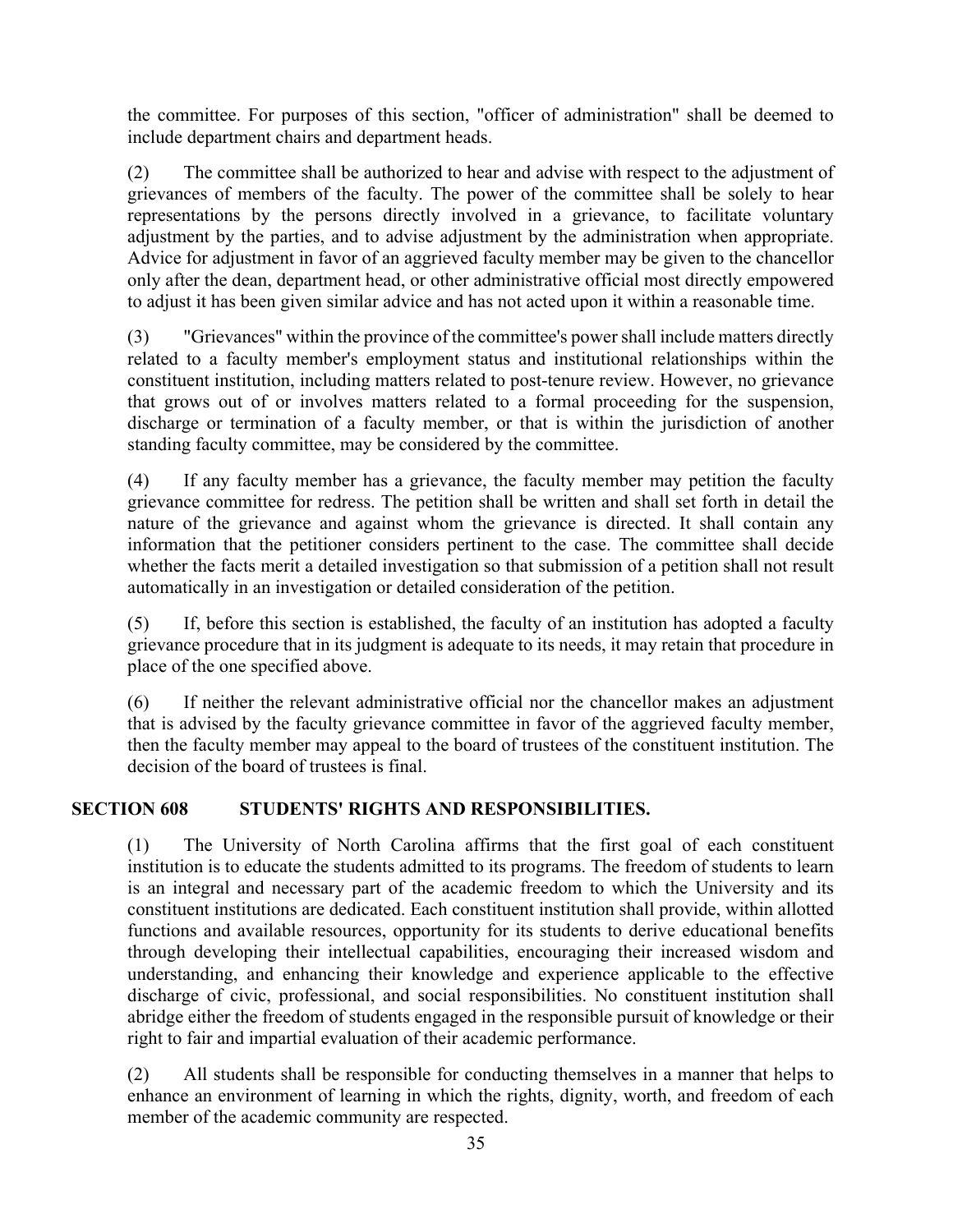the committee. For purposes of this section, "officer of administration" shall be deemed to include department chairs and department heads.

(2) The committee shall be authorized to hear and advise with respect to the adjustment of grievances of members of the faculty. The power of the committee shall be solely to hear representations by the persons directly involved in a grievance, to facilitate voluntary adjustment by the parties, and to advise adjustment by the administration when appropriate. Advice for adjustment in favor of an aggrieved faculty member may be given to the chancellor only after the dean, department head, or other administrative official most directly empowered to adjust it has been given similar advice and has not acted upon it within a reasonable time.

(3) "Grievances" within the province of the committee's power shall include matters directly related to a faculty member's employment status and institutional relationships within the constituent institution, including matters related to post-tenure review. However, no grievance that grows out of or involves matters related to a formal proceeding for the suspension, discharge or termination of a faculty member, or that is within the jurisdiction of another standing faculty committee, may be considered by the committee.

(4) If any faculty member has a grievance, the faculty member may petition the faculty grievance committee for redress. The petition shall be written and shall set forth in detail the nature of the grievance and against whom the grievance is directed. It shall contain any information that the petitioner considers pertinent to the case. The committee shall decide whether the facts merit a detailed investigation so that submission of a petition shall not result automatically in an investigation or detailed consideration of the petition.

(5) If, before this section is established, the faculty of an institution has adopted a faculty grievance procedure that in its judgment is adequate to its needs, it may retain that procedure in place of the one specified above.

(6) If neither the relevant administrative official nor the chancellor makes an adjustment that is advised by the faculty grievance committee in favor of the aggrieved faculty member, then the faculty member may appeal to the board of trustees of the constituent institution. The decision of the board of trustees is final.

## SECTION 608 STUDENTS' RIGHTS AND RESPONSIBILITIES.

(1) The University of North Carolina affirms that the first goal of each constituent institution is to educate the students admitted to its programs. The freedom of students to learn is an integral and necessary part of the academic freedom to which the University and its constituent institutions are dedicated. Each constituent institution shall provide, within allotted functions and available resources, opportunity for its students to derive educational benefits through developing their intellectual capabilities, encouraging their increased wisdom and understanding, and enhancing their knowledge and experience applicable to the effective discharge of civic, professional, and social responsibilities. No constituent institution shall abridge either the freedom of students engaged in the responsible pursuit of knowledge or their right to fair and impartial evaluation of their academic performance.

(2) All students shall be responsible for conducting themselves in a manner that helps to enhance an environment of learning in which the rights, dignity, worth, and freedom of each member of the academic community are respected.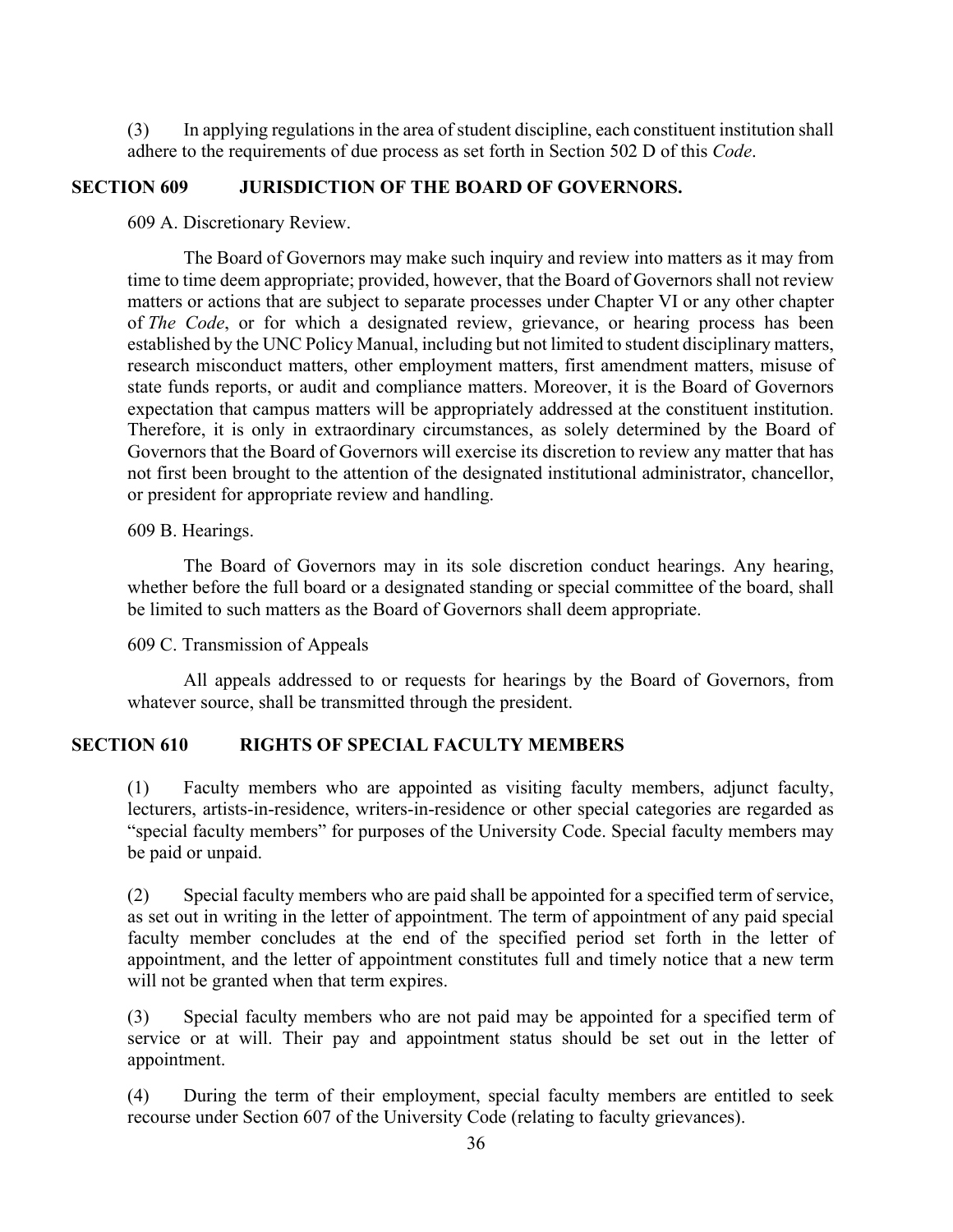(3) In applying regulations in the area of student discipline, each constituent institution shall adhere to the requirements of due process as set forth in Section 502 D of this *Code*.

## SECTION 609 JURISDICTION OF THE BOARD OF GOVERNORS.

609 A. Discretionary Review.

The Board of Governors may make such inquiry and review into matters as it may from time to time deem appropriate; provided, however, that the Board of Governors shall not review matters or actions that are subject to separate processes under Chapter VI or any other chapter of *The Code*, or for which a designated review, grievance, or hearing process has been established by the UNC Policy Manual, including but not limited to student disciplinary matters, research misconduct matters, other employment matters, first amendment matters, misuse of state funds reports, or audit and compliance matters. Moreover, it is the Board of Governors expectation that campus matters will be appropriately addressed at the constituent institution. Therefore, it is only in extraordinary circumstances, as solely determined by the Board of Governors that the Board of Governors will exercise its discretion to review any matter that has not first been brought to the attention of the designated institutional administrator, chancellor, or president for appropriate review and handling.

609 B. Hearings.

The Board of Governors may in its sole discretion conduct hearings. Any hearing, whether before the full board or a designated standing or special committee of the board, shall be limited to such matters as the Board of Governors shall deem appropriate.

609 C. Transmission of Appeals

All appeals addressed to or requests for hearings by the Board of Governors, from whatever source, shall be transmitted through the president.

## SECTION 610 RIGHTS OF SPECIAL FACULTY MEMBERS

(1) Faculty members who are appointed as visiting faculty members, adjunct faculty, lecturers, artists-in-residence, writers-in-residence or other special categories are regarded as "special faculty members" for purposes of the University Code. Special faculty members may be paid or unpaid.

(2) Special faculty members who are paid shall be appointed for a specified term of service, as set out in writing in the letter of appointment. The term of appointment of any paid special faculty member concludes at the end of the specified period set forth in the letter of appointment, and the letter of appointment constitutes full and timely notice that a new term will not be granted when that term expires.

(3) Special faculty members who are not paid may be appointed for a specified term of service or at will. Their pay and appointment status should be set out in the letter of appointment.

(4) During the term of their employment, special faculty members are entitled to seek recourse under Section 607 of the University Code (relating to faculty grievances).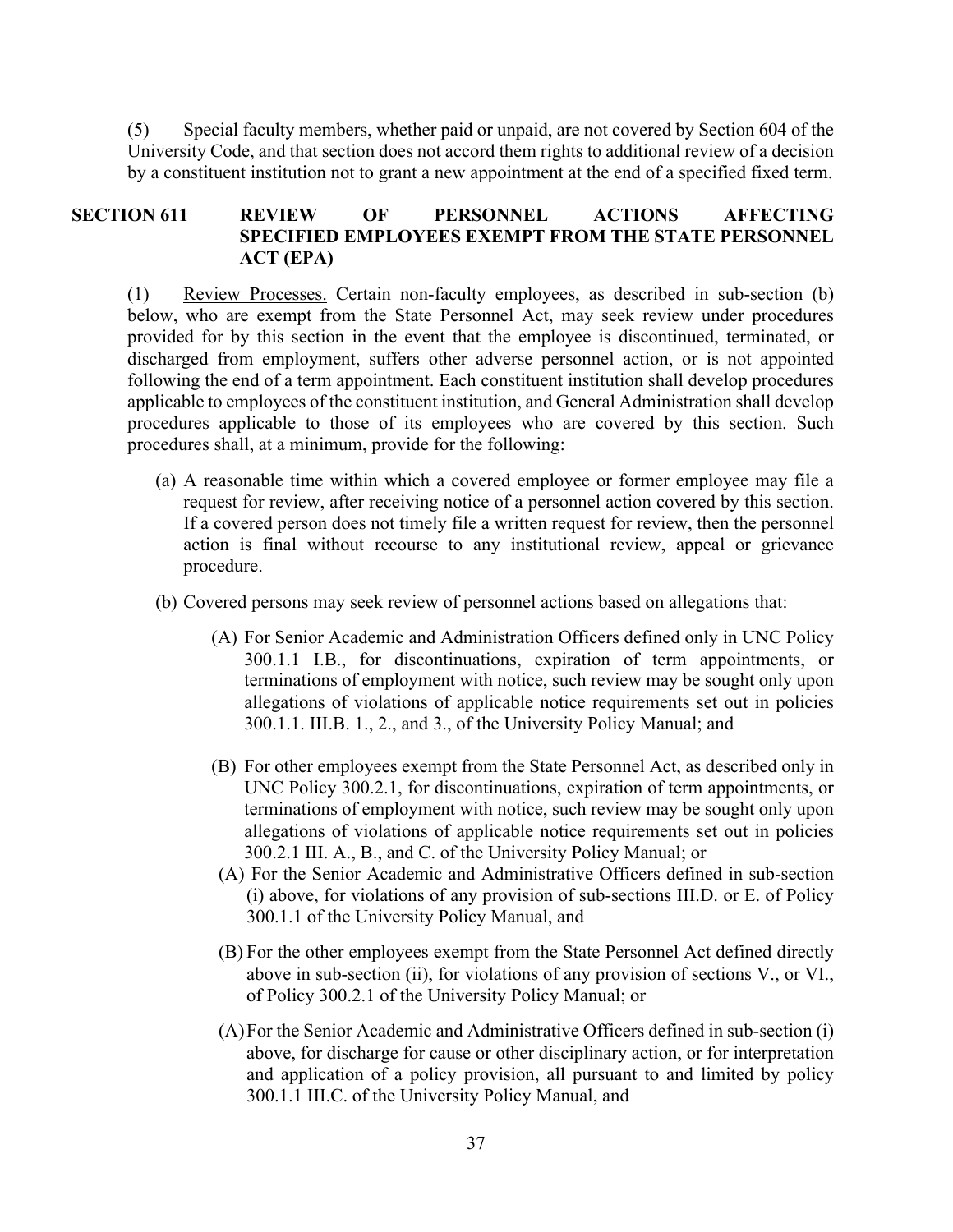(5) Special faculty members, whether paid or unpaid, are not covered by Section 604 of the University Code, and that section does not accord them rights to additional review of a decision by a constituent institution not to grant a new appointment at the end of a specified fixed term.

## SECTION 611 REVIEW OF PERSONNEL ACTIONS AFFECTING SPECIFIED EMPLOYEES EXEMPT FROM THE STATE PERSONNEL ACT (EPA)

(1) Review Processes. Certain non-faculty employees, as described in sub-section (b) below, who are exempt from the State Personnel Act, may seek review under procedures provided for by this section in the event that the employee is discontinued, terminated, or discharged from employment, suffers other adverse personnel action, or is not appointed following the end of a term appointment. Each constituent institution shall develop procedures applicable to employees of the constituent institution, and General Administration shall develop procedures applicable to those of its employees who are covered by this section. Such procedures shall, at a minimum, provide for the following:

(a) A reasonable time within which a covered employee or former employee may file a request for review, after receiving notice of a personnel action covered by this section. If a covered person does not timely file a written request for review, then the personnel action is final without recourse to any institutional review, appeal or grievance procedure.

(b) Covered persons may seek review of personnel actions based on allegations that:

(A) For Senior Academic and Administration Officers defined only in UNC Policy 300.1.1 I.B., for discontinuations, expiration of term appointments, or terminations of employment with notice, such review may be sought only upon allegations of violations of applicable notice requirements set out in policies 300.1.1. III.B. 1., 2., and 3., of the University Policy Manual; and

(B) For other employees exempt from the State Personnel Act, as described only in UNC Policy 300.2.1, for discontinuations, expiration of term appointments, or terminations of employment with notice, such review may be sought only upon allegations of violations of applicable notice requirements set out in policies 300.2.1 III. A., B., and C. of the University Policy Manual; or

(A) For the Senior Academic and Administrative Officers defined in sub-section (i) above, for violations of any provision of sub-sections III.D. or E. of Policy 300.1.1 of the University Policy Manual, and

(B) For the other employees exempt from the State Personnel Act defined directly above in sub-section (ii), for violations of any provision of sections V., or VI., of Policy 300.2.1 of the University Policy Manual; or

(A) For the Senior Academic and Administrative Officers defined in sub-section (i) above, for discharge for cause or other disciplinary action, or for interpretation and application of a policy provision, all pursuant to and limited by policy 300.1.1 III.C. of the University Policy Manual, and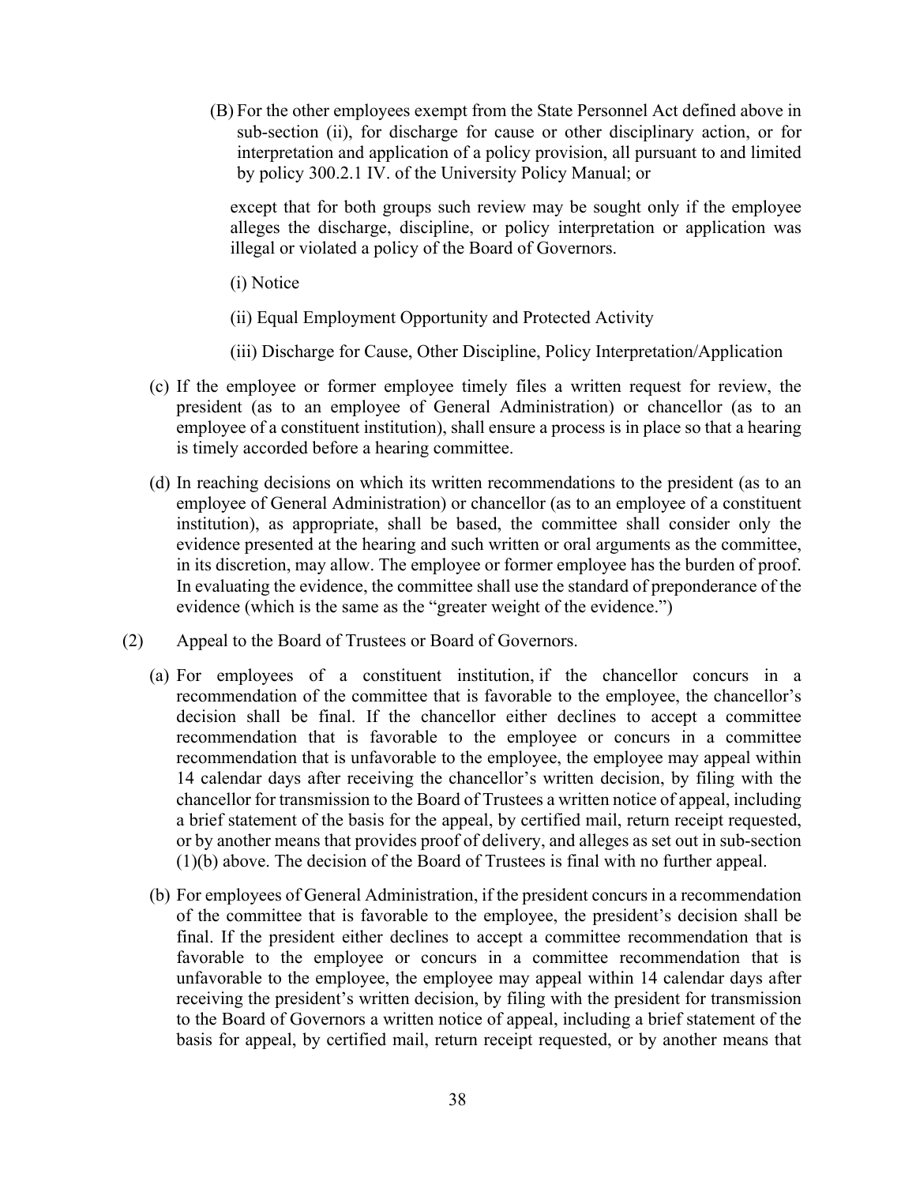(B) For the other employees exempt from the State Personnel Act defined above in sub-section (ii), for discharge for cause or other disciplinary action, or for interpretation and application of a policy provision, all pursuant to and limited by policy 300.2.1 IV. of the University Policy Manual; or

except that for both groups such review may be sought only if the employee alleges the discharge, discipline, or policy interpretation or application was illegal or violated a policy of the Board of Governors.

(i) Notice

(ii) Equal Employment Opportunity and Protected Activity

(iii) Discharge for Cause, Other Discipline, Policy Interpretation/Application

(c) If the employee or former employee timely files a written request for review, the president (as to an employee of General Administration) or chancellor (as to an employee of a constituent institution), shall ensure a process is in place so that a hearing is timely accorded before a hearing committee.

(d) In reaching decisions on which its written recommendations to the president (as to an employee of General Administration) or chancellor (as to an employee of a constituent institution), as appropriate, shall be based, the committee shall consider only the evidence presented at the hearing and such written or oral arguments as the committee, in its discretion, may allow. The employee or former employee has the burden of proof. In evaluating the evidence, the committee shall use the standard of preponderance of the evidence (which is the same as the "greater weight of the evidence.")

(2) Appeal to the Board of Trustees or Board of Governors.

(a) For employees of a constituent institution, if the chancellor concurs in a recommendation of the committee that is favorable to the employee, the chancellor's decision shall be final. If the chancellor either declines to accept a committee recommendation that is favorable to the employee or concurs in a committee recommendation that is unfavorable to the employee, the employee may appeal within 14 calendar days after receiving the chancellor's written decision, by filing with the chancellor for transmission to the Board of Trustees a written notice of appeal, including a brief statement of the basis for the appeal, by certified mail, return receipt requested, or by another means that provides proof of delivery, and alleges as set out in sub-section (1)(b) above. The decision of the Board of Trustees is final with no further appeal.

(b) For employees of General Administration, if the president concurs in a recommendation of the committee that is favorable to the employee, the president's decision shall be final. If the president either declines to accept a committee recommendation that is favorable to the employee or concurs in a committee recommendation that is unfavorable to the employee, the employee may appeal within 14 calendar days after receiving the president's written decision, by filing with the president for transmission to the Board of Governors a written notice of appeal, including a brief statement of the basis for appeal, by certified mail, return receipt requested, or by another means that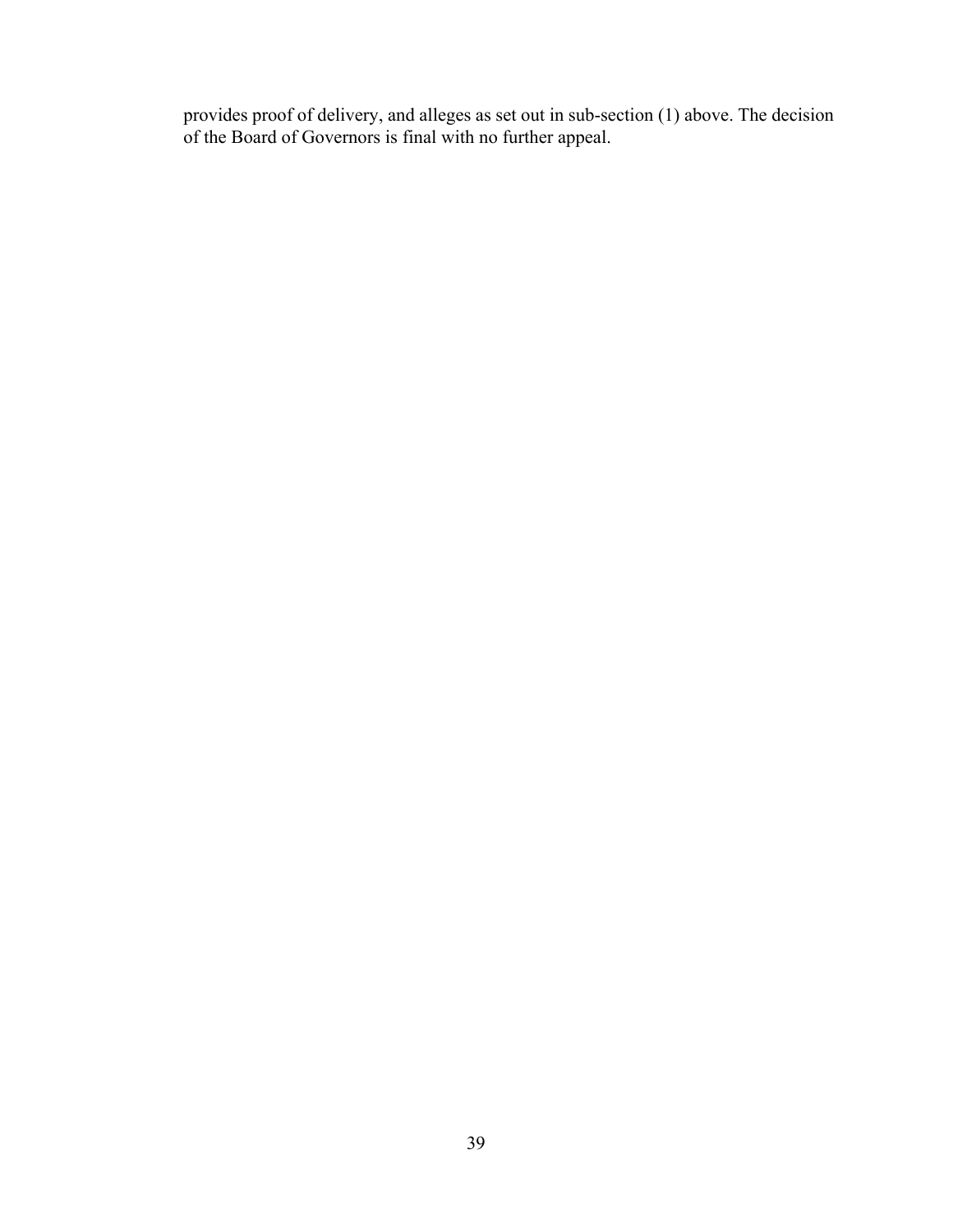provides proof of delivery, and alleges as set out in sub-section (1) above. The decision of the Board of Governors is final with no further appeal.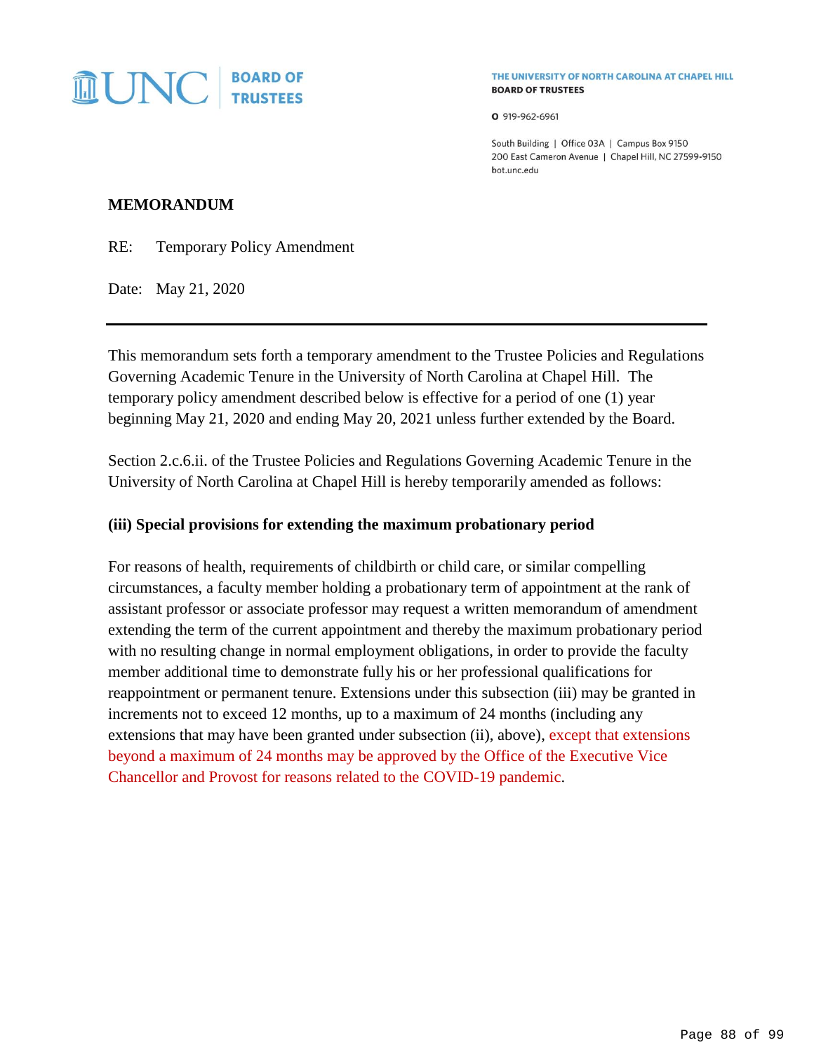**UNC BOARD OF TRUSTEES**

THE UNIVERSITY OF NORTH CAROLINA AT CHAPEL HILL
BOARD OF TRUSTEES

O 919-962-6961

South Building | Office 03A | Campus Box 9150
200 East Cameron Avenue | Chapel Hill, NC 27599-9150
bot.unc.edu

**MEMORANDUM**

RE: Temporary Policy Amendment

Date: May 21, 2020

---

This memorandum sets forth a temporary amendment to the Trustee Policies and Regulations Governing Academic Tenure in the University of North Carolina at Chapel Hill. The temporary policy amendment described below is effective for a period of one (1) year beginning May 21, 2020 and ending May 20, 2021 unless further extended by the Board.

Section 2.c.6.ii. of the Trustee Policies and Regulations Governing Academic Tenure in the University of North Carolina at Chapel Hill is hereby temporarily amended as follows:

**(iii) Special provisions for extending the maximum probationary period**

For reasons of health, requirements of childbirth or child care, or similar compelling circumstances, a faculty member holding a probationary term of appointment at the rank of assistant professor or associate professor may request a written memorandum of amendment extending the term of the current appointment and thereby the maximum probationary period with no resulting change in normal employment obligations, in order to provide the faculty member additional time to demonstrate fully his or her professional qualifications for reappointment or permanent tenure. Extensions under this subsection (iii) may be granted in increments not to exceed 12 months, up to a maximum of 24 months (including any extensions that may have been granted under subsection (ii), above), except that extensions beyond a maximum of 24 months may be approved by the Office of the Executive Vice Chancellor and Provost for reasons related to the COVID-19 pandemic.